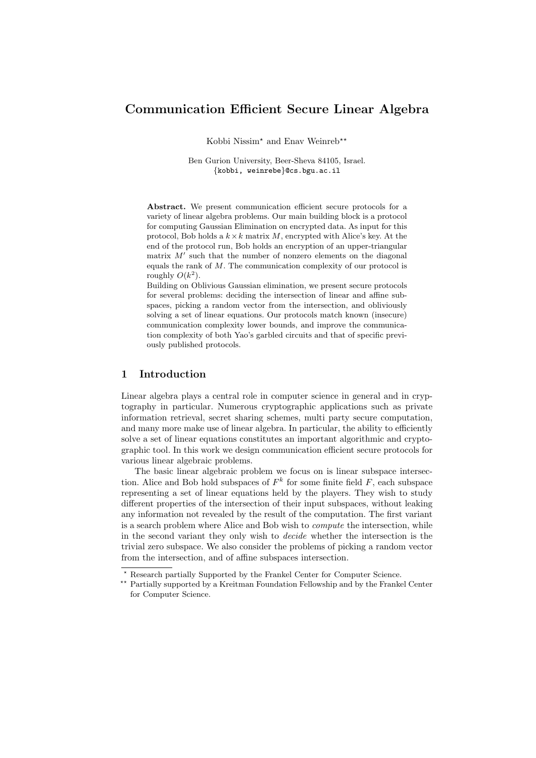# Communication Efficient Secure Linear Algebra

Kobbi Nissim* and Enav Weinreb**

Ben Gurion University, Beer-Sheva 84105, Israel.
{kobbi, weinrebe}@cs.bgu.ac.il

**Abstract.** We present communication efficient secure protocols for a variety of linear algebra problems. Our main building block is a protocol for computing Gaussian Elimination on encrypted data. As input for this protocol, Bob holds a $k \times k$ matrix $M$, encrypted with Alice's key. At the end of the protocol run, Bob holds an encryption of an upper-triangular matrix $M'$ such that the number of nonzero elements on the diagonal equals the rank of $M$. The communication complexity of our protocol is roughly $O(k^2)$.

Building on Oblivious Gaussian elimination, we present secure protocols for several problems: deciding the intersection of linear and affine subspaces, picking a random vector from the intersection, and obliviously solving a set of linear equations. Our protocols match known (insecure) communication complexity lower bounds, and improve the communication complexity of both Yao's garbled circuits and that of specific previously published protocols.

## 1 Introduction

Linear algebra plays a central role in computer science in general and in cryptography in particular. Numerous cryptographic applications such as private information retrieval, secret sharing schemes, multi party secure computation, and many more make use of linear algebra. In particular, the ability to efficiently solve a set of linear equations constitutes an important algorithmic and cryptographic tool. In this work we design communication efficient secure protocols for various linear algebraic problems.

The basic linear algebraic problem we focus on is linear subspace intersection. Alice and Bob hold subspaces of $F^k$ for some finite field $F$, each subspace representing a set of linear equations held by the players. They wish to study different properties of the intersection of their input subspaces, without leaking any information not revealed by the result of the computation. The first variant is a search problem where Alice and Bob wish to *compute* the intersection, while in the second variant they only wish to *decide* whether the intersection is the trivial zero subspace. We also consider the problems of picking a random vector from the intersection, and of affine subspaces intersection.

* Research partially Supported by the Frankel Center for Computer Science.

** Partially supported by a Kreitman Foundation Fellowship and by the Frankel Center for Computer Science.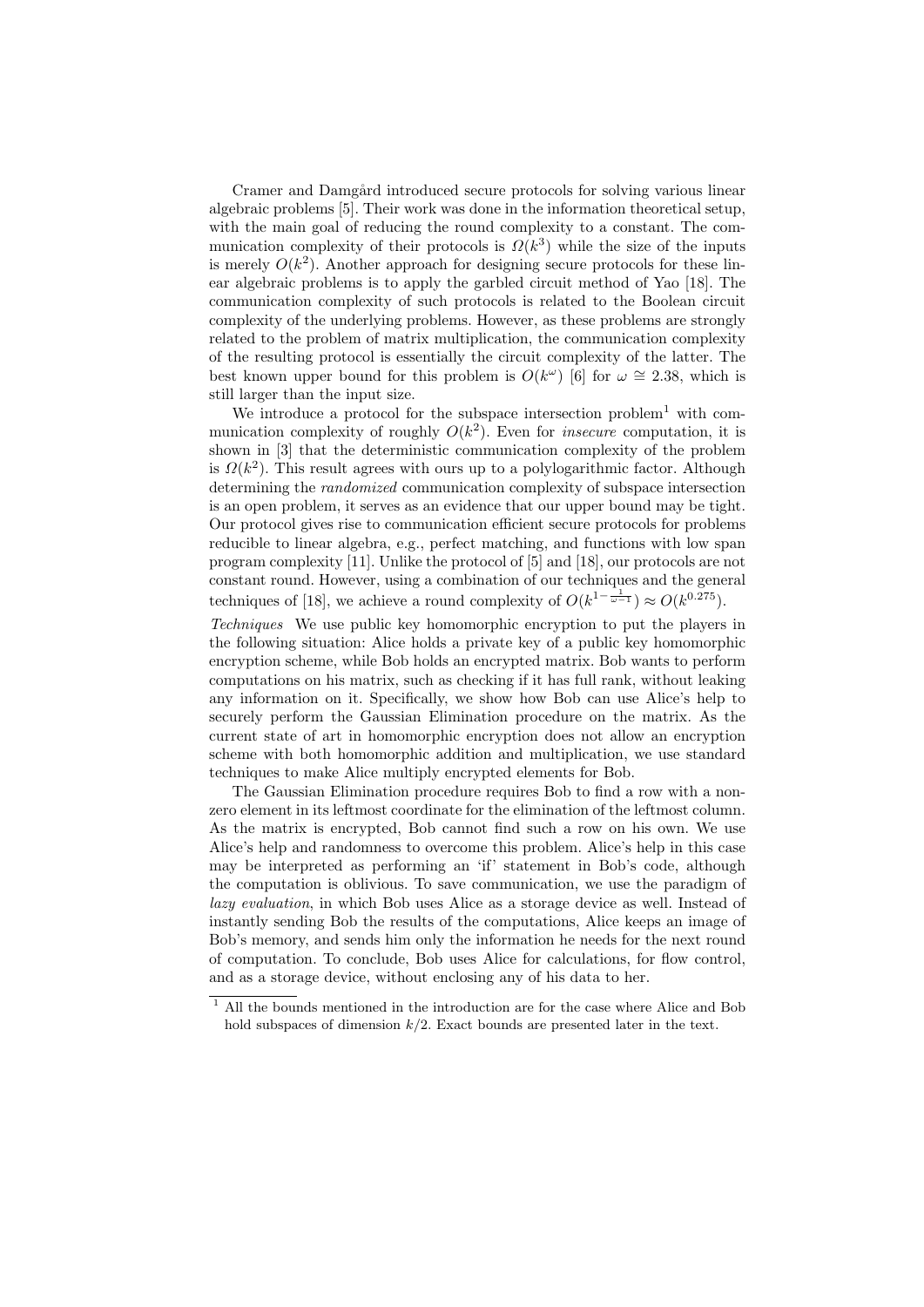Cramer and Damgård introduced secure protocols for solving various linear algebraic problems [5]. Their work was done in the information theoretical setup, with the main goal of reducing the round complexity to a constant. The communication complexity of their protocols is $\Omega(k^3)$ while the size of the inputs is merely $O(k^2)$. Another approach for designing secure protocols for these linear algebraic problems is to apply the garbled circuit method of Yao [18]. The communication complexity of such protocols is related to the Boolean circuit complexity of the underlying problems. However, as these problems are strongly related to the problem of matrix multiplication, the communication complexity of the resulting protocol is essentially the circuit complexity of the latter. The best known upper bound for this problem is $O(k^\omega)$ [6] for $\omega \cong 2.38$, which is still larger than the input size.

We introduce a protocol for the subspace intersection problem[1] with communication complexity of roughly $O(k^2)$. Even for *insecure* computation, it is shown in [3] that the deterministic communication complexity of the problem is $\Omega(k^2)$. This result agrees with ours up to a polylogarithmic factor. Although determining the *randomized* communication complexity of subspace intersection is an open problem, it serves as an evidence that our upper bound may be tight. Our protocol gives rise to communication efficient secure protocols for problems reducible to linear algebra, e.g., perfect matching, and functions with low span program complexity [11]. Unlike the protocol of [5] and [18], our protocols are not constant round. However, using a combination of our techniques and the general techniques of [18], we achieve a round complexity of $O(k^{1-\frac{1}{\omega-1}}) \approx O(k^{0.275})$.

*Techniques* We use public key homomorphic encryption to put the players in the following situation: Alice holds a private key of a public key homomorphic encryption scheme, while Bob holds an encrypted matrix. Bob wants to perform computations on his matrix, such as checking if it has full rank, without leaking any information on it. Specifically, we show how Bob can use Alice's help to securely perform the Gaussian Elimination procedure on the matrix. As the current state of art in homomorphic encryption does not allow an encryption scheme with both homomorphic addition and multiplication, we use standard techniques to make Alice multiply encrypted elements for Bob.

The Gaussian Elimination procedure requires Bob to find a row with a nonzero element in its leftmost coordinate for the elimination of the leftmost column. As the matrix is encrypted, Bob cannot find such a row on his own. We use Alice's help and randomness to overcome this problem. Alice's help in this case may be interpreted as performing an 'if' statement in Bob's code, although the computation is oblivious. To save communication, we use the paradigm of *lazy evaluation*, in which Bob uses Alice as a storage device as well. Instead of instantly sending Bob the results of the computations, Alice keeps an image of Bob's memory, and sends him only the information he needs for the next round of computation. To conclude, Bob uses Alice for calculations, for flow control, and as a storage device, without enclosing any of his data to her.

[1] All the bounds mentioned in the introduction are for the case where Alice and Bob hold subspaces of dimension $k/2$. Exact bounds are presented later in the text.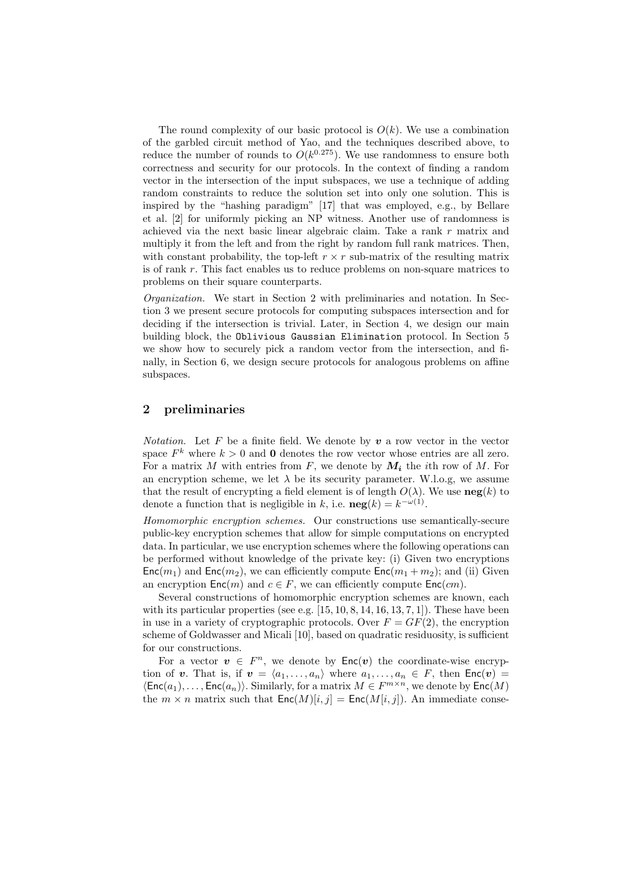The round complexity of our basic protocol is $O(k)$. We use a combination of the garbled circuit method of Yao, and the techniques described above, to reduce the number of rounds to $O(k^{0.275})$. We use randomness to ensure both correctness and security for our protocols. In the context of finding a random vector in the intersection of the input subspaces, we use a technique of adding random constraints to reduce the solution set into only one solution. This is inspired by the "hashing paradigm" [17] that was employed, e.g., by Bellare et al. [2] for uniformly picking an NP witness. Another use of randomness is achieved via the next basic linear algebraic claim. Take a rank $r$ matrix and multiply it from the left and from the right by random full rank matrices. Then, with constant probability, the top-left $r \times r$ sub-matrix of the resulting matrix is of rank $r$. This fact enables us to reduce problems on non-square matrices to problems on their square counterparts.

*Organization.* We start in Section 2 with preliminaries and notation. In Section 3 we present secure protocols for computing subspaces intersection and for deciding if the intersection is trivial. Later, in Section 4, we design our main building block, the `Oblivious Gaussian Elimination` protocol. In Section 5 we show how to securely pick a random vector from the intersection, and finally, in Section 6, we design secure protocols for analogous problems on affine subspaces.

## 2 preliminaries

*Notation.* Let $F$ be a finite field. We denote by $\boldsymbol{v}$ a row vector in the vector space $F^k$ where $k > 0$ and $\mathbf{0}$ denotes the row vector whose entries are all zero. For a matrix $M$ with entries from $F$, we denote by $\boldsymbol{M_i}$ the $i$th row of $M$. For an encryption scheme, we let $\lambda$ be its security parameter. W.l.o.g, we assume that the result of encrypting a field element is of length $O(\lambda)$. We use $\mathbf{neg}(k)$ to denote a function that is negligible in $k$, i.e. $\mathbf{neg}(k) = k^{-\omega(1)}$.

*Homomorphic encryption schemes.* Our constructions use semantically-secure public-key encryption schemes that allow for simple computations on encrypted data. In particular, we use encryption schemes where the following operations can be performed without knowledge of the private key: (i) Given two encryptions $\mathsf{Enc}(m_1)$ and $\mathsf{Enc}(m_2)$, we can efficiently compute $\mathsf{Enc}(m_1 + m_2)$; and (ii) Given an encryption $\mathsf{Enc}(m)$ and $c \in F$, we can efficiently compute $\mathsf{Enc}(cm)$.

Several constructions of homomorphic encryption schemes are known, each with its particular properties (see e.g. [15, 10, 8, 14, 16, 13, 7, 1]). These have been in use in a variety of cryptographic protocols. Over $F = GF(2)$, the encryption scheme of Goldwasser and Micali [10], based on quadratic residuosity, is sufficient for our constructions.

For a vector $\boldsymbol{v} \in F^n$, we denote by $\mathsf{Enc}(\boldsymbol{v})$ the coordinate-wise encryption of $\boldsymbol{v}$. That is, if $\boldsymbol{v} = \langle a_1, \ldots, a_n \rangle$ where $a_1, \ldots, a_n \in F$, then $\mathsf{Enc}(\boldsymbol{v}) = \langle \mathsf{Enc}(a_1), \ldots, \mathsf{Enc}(a_n) \rangle$. Similarly, for a matrix $M \in F^{m \times n}$, we denote by $\mathsf{Enc}(M)$ the $m \times n$ matrix such that $\mathsf{Enc}(M)[i, j] = \mathsf{Enc}(M[i, j])$. An immediate conse-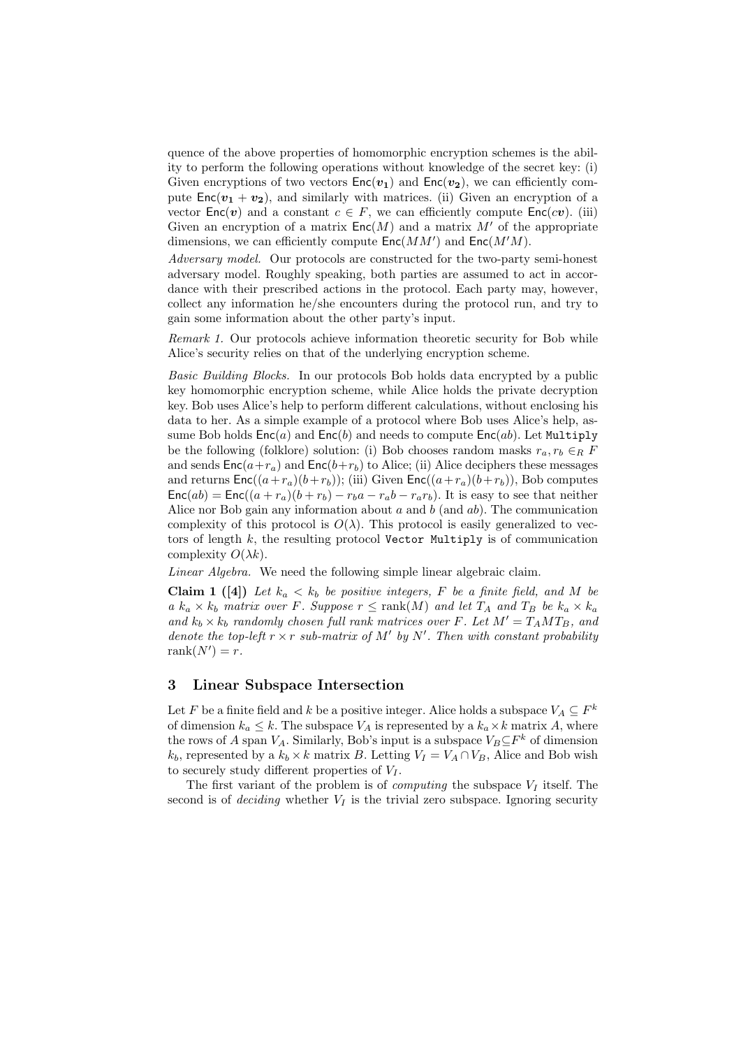quence of the above properties of homomorphic encryption schemes is the ability to perform the following operations without knowledge of the secret key: (i) Given encryptions of two vectors $\mathsf{Enc}(\boldsymbol{v_1})$ and $\mathsf{Enc}(\boldsymbol{v_2})$, we can efficiently compute $\mathsf{Enc}(\boldsymbol{v_1} + \boldsymbol{v_2})$, and similarly with matrices. (ii) Given an encryption of a vector $\mathsf{Enc}(\boldsymbol{v})$ and a constant $c \in F$, we can efficiently compute $\mathsf{Enc}(c\boldsymbol{v})$. (iii) Given an encryption of a matrix $\mathsf{Enc}(M)$ and a matrix $M'$ of the appropriate dimensions, we can efficiently compute $\mathsf{Enc}(MM')$ and $\mathsf{Enc}(M'M)$.

*Adversary model.* Our protocols are constructed for the two-party semi-honest adversary model. Roughly speaking, both parties are assumed to act in accordance with their prescribed actions in the protocol. Each party may, however, collect any information he/she encounters during the protocol run, and try to gain some information about the other party's input.

*Remark 1.* Our protocols achieve information theoretic security for Bob while Alice's security relies on that of the underlying encryption scheme.

*Basic Building Blocks.* In our protocols Bob holds data encrypted by a public key homomorphic encryption scheme, while Alice holds the private decryption key. Bob uses Alice's help to perform different calculations, without enclosing his data to her. As a simple example of a protocol where Bob uses Alice's help, assume Bob holds $\mathsf{Enc}(a)$ and $\mathsf{Enc}(b)$ and needs to compute $\mathsf{Enc}(ab)$. Let `Multiply` be the following (folklore) solution: (i) Bob chooses random masks $r_a, r_b \in_R F$ and sends $\mathsf{Enc}(a+r_a)$ and $\mathsf{Enc}(b+r_b)$ to Alice; (ii) Alice deciphers these messages and returns $\mathsf{Enc}((a+r_a)(b+r_b))$; (iii) Given $\mathsf{Enc}((a+r_a)(b+r_b))$, Bob computes $\mathsf{Enc}(ab) = \mathsf{Enc}((a+r_a)(b+r_b) - r_b a - r_a b - r_a r_b)$. It is easy to see that neither Alice nor Bob gain any information about $a$ and $b$ (and $ab$). The communication complexity of this protocol is $O(\lambda)$. This protocol is easily generalized to vectors of length $k$, the resulting protocol `Vector Multiply` is of communication complexity $O(\lambda k)$.

*Linear Algebra.* We need the following simple linear algebraic claim.

**Claim 1 ([4])** *Let $k_a < k_b$ be positive integers, $F$ be a finite field, and $M$ be a $k_a \times k_b$ matrix over $F$. Suppose $r \leq \mathrm{rank}(M)$ and let $T_A$ and $T_B$ be $k_a \times k_a$ and $k_b \times k_b$ randomly chosen full rank matrices over $F$. Let $M' = T_A M T_B$, and denote the top-left $r \times r$ sub-matrix of $M'$ by $N'$. Then with constant probability $\mathrm{rank}(N') = r$.*

## 3 Linear Subspace Intersection

Let $F$ be a finite field and $k$ be a positive integer. Alice holds a subspace $V_A \subseteq F^k$ of dimension $k_a \leq k$. The subspace $V_A$ is represented by a $k_a \times k$ matrix $A$, where the rows of $A$ span $V_A$. Similarly, Bob's input is a subspace $V_B \subseteq F^k$ of dimension $k_b$, represented by a $k_b \times k$ matrix $B$. Letting $V_I = V_A \cap V_B$, Alice and Bob wish to securely study different properties of $V_I$.

The first variant of the problem is of *computing* the subspace $V_I$ itself. The second is of *deciding* whether $V_I$ is the trivial zero subspace. Ignoring security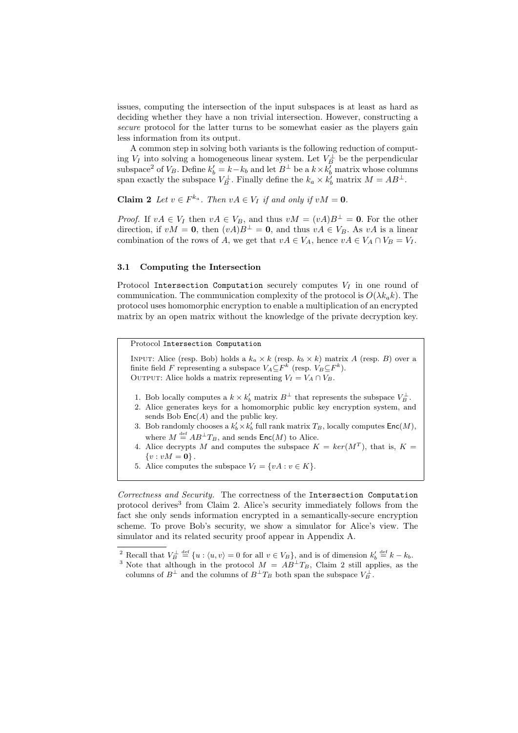issues, computing the intersection of the input subspaces is at least as hard as deciding whether they have a non trivial intersection. However, constructing a *secure* protocol for the latter turns to be somewhat easier as the players gain less information from its output.

A common step in solving both variants is the following reduction of computing $V_I$ into solving a homogeneous linear system. Let $V_B^\perp$ be the perpendicular subspace[2] of $V_B$. Define $k'_b = k - k_b$ and let $B^\perp$ be a $k \times k'_b$ matrix whose columns span exactly the subspace $V_B^\perp$. Finally define the $k_a \times k'_b$ matrix $M = AB^\perp$.

**Claim 2** *Let $v \in F^{k_a}$. Then $vA \in V_I$ if and only if $vM = \mathbf{0}$.*

*Proof.* If $vA \in V_I$ then $vA \in V_B$, and thus $vM = (vA)B^\perp = \mathbf{0}$. For the other direction, if $vM = \mathbf{0}$, then $(vA)B^\perp = \mathbf{0}$, and thus $vA \in V_B$. As $vA$ is a linear combination of the rows of $A$, we get that $vA \in V_A$, hence $vA \in V_A \cap V_B = V_I$.

### 3.1 Computing the Intersection

Protocol `Intersection Computation` securely computes $V_I$ in one round of communication. The communication complexity of the protocol is $O(\lambda k_a k)$. The protocol uses homomorphic encryption to enable a multiplication of an encrypted matrix by an open matrix without the knowledge of the private decryption key.

---

Protocol `Intersection Computation`

INPUT: Alice (resp. Bob) holds a $k_a \times k$ (resp. $k_b \times k$) matrix $A$ (resp. $B$) over a finite field $F$ representing a subspace $V_A \subseteq F^k$ (resp. $V_B \subseteq F^k$).
OUTPUT: Alice holds a matrix representing $V_I = V_A \cap V_B$.

1. Bob locally computes a $k \times k'_b$ matrix $B^\perp$ that represents the subspace $V_B^\perp$.
2. Alice generates keys for a homomorphic public key encryption system, and sends Bob $\mathsf{Enc}(A)$ and the public key.
3. Bob randomly chooses a $k'_b \times k'_b$ full rank matrix $T_B$, locally computes $\mathsf{Enc}(M)$, where $M \stackrel{\text{def}}{=} AB^\perp T_B$, and sends $\mathsf{Enc}(M)$ to Alice.
4. Alice decrypts $M$ and computes the subspace $K = ker(M^T)$, that is, $K = \{v : vM = \mathbf{0}\}$.
5. Alice computes the subspace $V_I = \{vA : v \in K\}$.

---

*Correctness and Security.* The correctness of the `Intersection Computation` protocol derives[3] from Claim 2. Alice's security immediately follows from the fact she only sends information encrypted in a semantically-secure encryption scheme. To prove Bob's security, we show a simulator for Alice's view. The simulator and its related security proof appear in Appendix A.

---

[2] Recall that $V_B^\perp \stackrel{\text{def}}{=} \{u : \langle u, v\rangle = 0 \text{ for all } v \in V_B\}$, and is of dimension $k'_b \stackrel{\text{def}}{=} k - k_b$.

[3] Note that although in the protocol $M = AB^\perp T_B$, Claim 2 still applies, as the columns of $B^\perp$ and the columns of $B^\perp T_B$ both span the subspace $V_B^\perp$.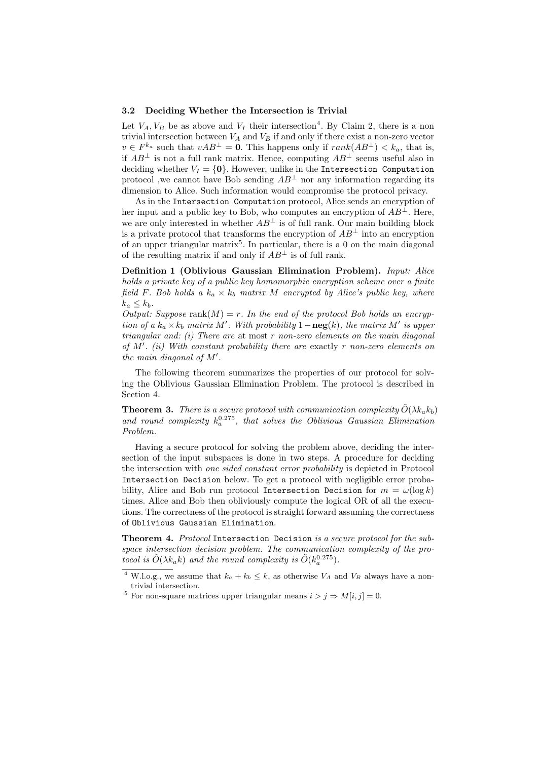### 3.2 Deciding Whether the Intersection is Trivial

Let $V_A, V_B$ be as above and $V_I$ their intersection[4]. By Claim 2, there is a non trivial intersection between $V_A$ and $V_B$ if and only if there exist a non-zero vector $v \in F^{k_a}$ such that $vAB^{\perp} = \mathbf{0}$. This happens only if $rank(AB^{\perp}) < k_a$, that is, if $AB^{\perp}$ is not a full rank matrix. Hence, computing $AB^{\perp}$ seems useful also in deciding whether $V_I = \{\mathbf{0}\}$. However, unlike in the `Intersection Computation` protocol ,we cannot have Bob sending $AB^{\perp}$ nor any information regarding its dimension to Alice. Such information would compromise the protocol privacy.

As in the `Intersection Computation` protocol, Alice sends an encryption of her input and a public key to Bob, who computes an encryption of $AB^{\perp}$. Here, we are only interested in whether $AB^{\perp}$ is of full rank. Our main building block is a private protocol that transforms the encryption of $AB^{\perp}$ into an encryption of an upper triangular matrix[5]. In particular, there is a 0 on the main diagonal of the resulting matrix if and only if $AB^{\perp}$ is of full rank.

**Definition 1 (Oblivious Gaussian Elimination Problem).** *Input: Alice holds a private key of a public key homomorphic encryption scheme over a finite field $F$. Bob holds a $k_a \times k_b$ matrix $M$ encrypted by Alice's public key, where $k_a \leq k_b$.*
*Output: Suppose* $\mathrm{rank}(M) = r$. *In the end of the protocol Bob holds an encryption of a $k_a \times k_b$ matrix $M'$. With probability $1 - \mathbf{neg}(k)$, the matrix $M'$ is upper triangular and: (i) There are* at most *$r$ non-zero elements on the main diagonal of $M'$. (ii) With constant probability there are* exactly *$r$ non-zero elements on the main diagonal of $M'$.*

The following theorem summarizes the properties of our protocol for solving the Oblivious Gaussian Elimination Problem. The protocol is described in Section 4.

**Theorem 3.** *There is a secure protocol with communication complexity $\tilde{O}(\lambda k_a k_b)$ and round complexity $k_a^{0.275}$, that solves the Oblivious Gaussian Elimination Problem.*

Having a secure protocol for solving the problem above, deciding the intersection of the input subspaces is done in two steps. A procedure for deciding the intersection with *one sided constant error probability* is depicted in Protocol `Intersection Decision` below. To get a protocol with negligible error probability, Alice and Bob run protocol `Intersection Decision` for $m = \omega(\log k)$ times. Alice and Bob then obliviously compute the logical OR of all the executions. The correctness of the protocol is straight forward assuming the correctness of `Oblivious Gaussian Elimination`.

**Theorem 4.** *Protocol* `Intersection Decision` *is a secure protocol for the subspace intersection decision problem. The communication complexity of the protocol is $\tilde{O}(\lambda k_a k)$ and the round complexity is $\tilde{O}(k_a^{0.275})$.*

---

[4] W.l.o.g., we assume that $k_a + k_b \leq k$, as otherwise $V_A$ and $V_B$ always have a non-trivial intersection.

[5] For non-square matrices upper triangular means $i > j \Rightarrow M[i, j] = 0$.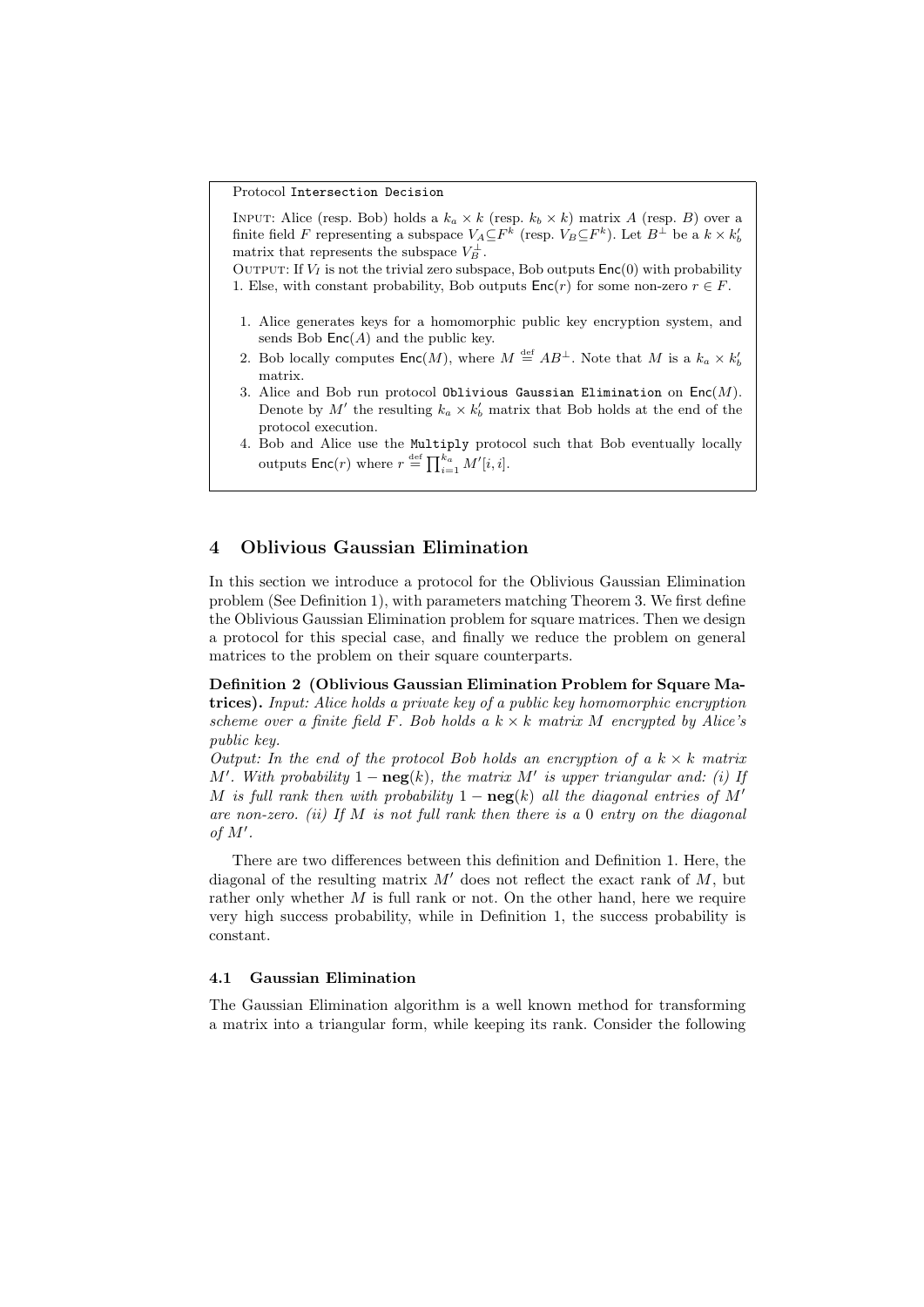Protocol `Intersection Decision`

INPUT: Alice (resp. Bob) holds a $k_a \times k$ (resp. $k_b \times k$) matrix $A$ (resp. $B$) over a finite field $F$ representing a subspace $V_A \subseteq F^k$ (resp. $V_B \subseteq F^k$). Let $B^\perp$ be a $k \times k_b'$ matrix that represents the subspace $V_B^\perp$.

OUTPUT: If $V_I$ is not the trivial zero subspace, Bob outputs $\mathsf{Enc}(0)$ with probability 1. Else, with constant probability, Bob outputs $\mathsf{Enc}(r)$ for some non-zero $r \in F$.

1. Alice generates keys for a homomorphic public key encryption system, and sends Bob $\mathsf{Enc}(A)$ and the public key.
2. Bob locally computes $\mathsf{Enc}(M)$, where $M \stackrel{\text{def}}{=} AB^\perp$. Note that $M$ is a $k_a \times k_b'$ matrix.
3. Alice and Bob run protocol `Oblivious Gaussian Elimination` on $\mathsf{Enc}(M)$. Denote by $M'$ the resulting $k_a \times k_b'$ matrix that Bob holds at the end of the protocol execution.
4. Bob and Alice use the `Multiply` protocol such that Bob eventually locally outputs $\mathsf{Enc}(r)$ where $r \stackrel{\text{def}}{=} \prod_{i=1}^{k_a} M'[i,i]$.

## 4 Oblivious Gaussian Elimination

In this section we introduce a protocol for the Oblivious Gaussian Elimination problem (See Definition 1), with parameters matching Theorem 3. We first define the Oblivious Gaussian Elimination problem for square matrices. Then we design a protocol for this special case, and finally we reduce the problem on general matrices to the problem on their square counterparts.

**Definition 2 (Oblivious Gaussian Elimination Problem for Square Matrices).** *Input: Alice holds a private key of a public key homomorphic encryption scheme over a finite field $F$. Bob holds a $k \times k$ matrix $M$ encrypted by Alice's public key.*

*Output: In the end of the protocol Bob holds an encryption of a $k \times k$ matrix $M'$. With probability $1 - \mathbf{neg}(k)$, the matrix $M'$ is upper triangular and: (i) If $M$ is full rank then with probability $1 - \mathbf{neg}(k)$ all the diagonal entries of $M'$ are non-zero. (ii) If $M$ is not full rank then there is a 0 entry on the diagonal of $M'$.*

There are two differences between this definition and Definition 1. Here, the diagonal of the resulting matrix $M'$ does not reflect the exact rank of $M$, but rather only whether $M$ is full rank or not. On the other hand, here we require very high success probability, while in Definition 1, the success probability is constant.

### 4.1 Gaussian Elimination

The Gaussian Elimination algorithm is a well known method for transforming a matrix into a triangular form, while keeping its rank. Consider the following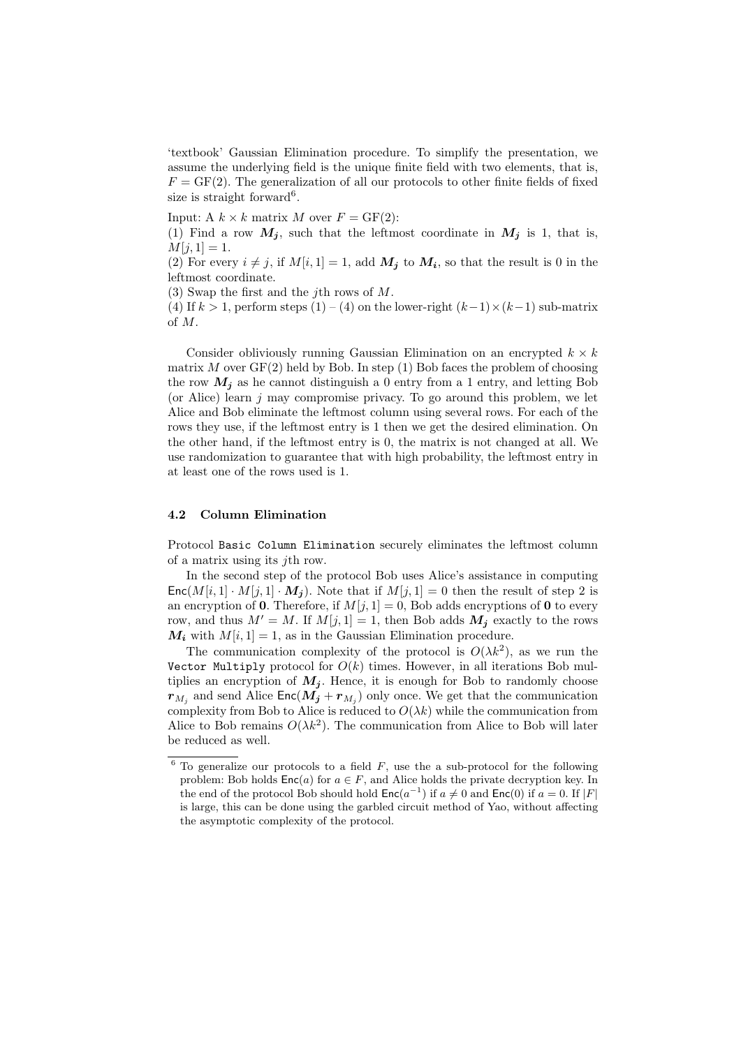'textbook' Gaussian Elimination procedure. To simplify the presentation, we assume the underlying field is the unique finite field with two elements, that is, $F = \mathrm{GF}(2)$. The generalization of all our protocols to other finite fields of fixed size is straight forward[6].

Input: A $k \times k$ matrix $M$ over $F = \mathrm{GF}(2)$:
(1) Find a row $\boldsymbol{M_j}$, such that the leftmost coordinate in $\boldsymbol{M_j}$ is 1, that is, $M[j, 1] = 1$.
(2) For every $i \neq j$, if $M[i, 1] = 1$, add $\boldsymbol{M_j}$ to $\boldsymbol{M_i}$, so that the result is 0 in the leftmost coordinate.
(3) Swap the first and the $j$th rows of $M$.
(4) If $k > 1$, perform steps (1) – (4) on the lower-right $(k-1) \times (k-1)$ sub-matrix of $M$.

Consider obliviously running Gaussian Elimination on an encrypted $k \times k$ matrix $M$ over GF(2) held by Bob. In step (1) Bob faces the problem of choosing the row $\boldsymbol{M_j}$ as he cannot distinguish a 0 entry from a 1 entry, and letting Bob (or Alice) learn $j$ may compromise privacy. To go around this problem, we let Alice and Bob eliminate the leftmost column using several rows. For each of the rows they use, if the leftmost entry is 1 then we get the desired elimination. On the other hand, if the leftmost entry is 0, the matrix is not changed at all. We use randomization to guarantee that with high probability, the leftmost entry in at least one of the rows used is 1.

### 4.2 Column Elimination

Protocol `Basic Column Elimination` securely eliminates the leftmost column of a matrix using its $j$th row.

In the second step of the protocol Bob uses Alice's assistance in computing $\mathsf{Enc}(M[i, 1] \cdot M[j, 1] \cdot \boldsymbol{M_j})$. Note that if $M[j, 1] = 0$ then the result of step 2 is an encryption of $\mathbf{0}$. Therefore, if $M[j, 1] = 0$, Bob adds encryptions of $\mathbf{0}$ to every row, and thus $M' = M$. If $M[j, 1] = 1$, then Bob adds $\boldsymbol{M_j}$ exactly to the rows $\boldsymbol{M_i}$ with $M[i, 1] = 1$, as in the Gaussian Elimination procedure.

The communication complexity of the protocol is $O(\lambda k^2)$, as we run the `Vector Multiply` protocol for $O(k)$ times. However, in all iterations Bob multiplies an encryption of $\boldsymbol{M_j}$. Hence, it is enough for Bob to randomly choose $\boldsymbol{r}_{M_j}$ and send Alice $\mathsf{Enc}(\boldsymbol{M_j} + \boldsymbol{r}_{M_j})$ only once. We get that the communication complexity from Bob to Alice is reduced to $O(\lambda k)$ while the communication from Alice to Bob remains $O(\lambda k^2)$. The communication from Alice to Bob will later be reduced as well.

[6] To generalize our protocols to a field $F$, use the a sub-protocol for the following problem: Bob holds $\mathsf{Enc}(a)$ for $a \in F$, and Alice holds the private decryption key. In the end of the protocol Bob should hold $\mathsf{Enc}(a^{-1})$ if $a \neq 0$ and $\mathsf{Enc}(0)$ if $a = 0$. If $|F|$ is large, this can be done using the garbled circuit method of Yao, without affecting the asymptotic complexity of the protocol.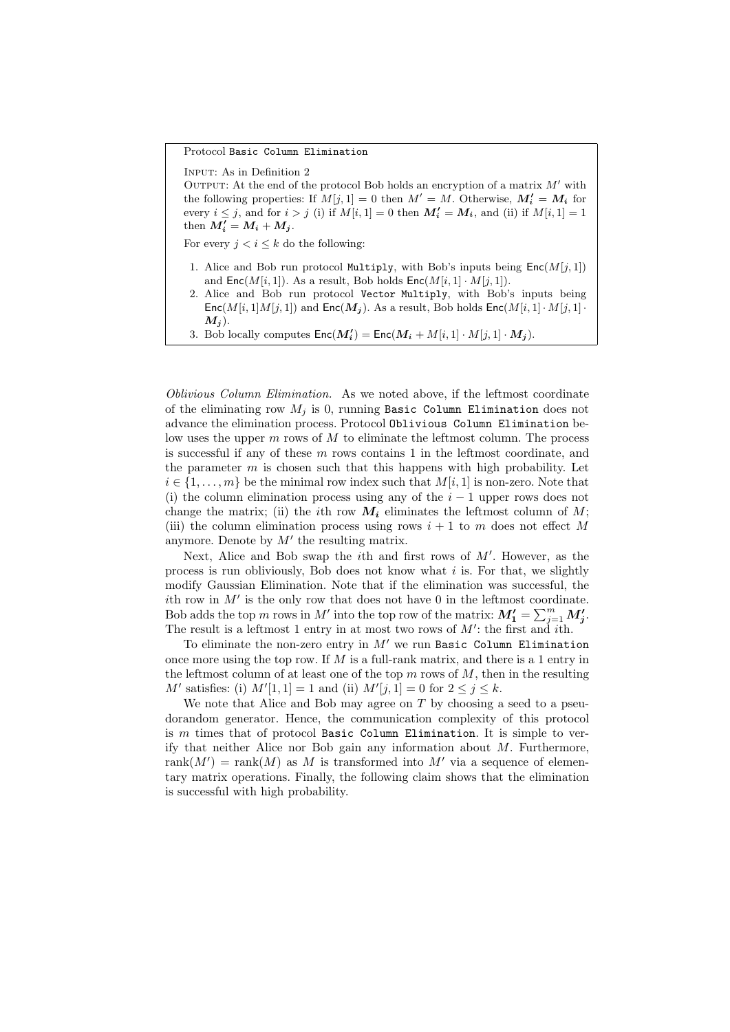Protocol `Basic Column Elimination`

INPUT: As in Definition 2

OUTPUT: At the end of the protocol Bob holds an encryption of a matrix $M'$ with the following properties: If $M[j,1] = 0$ then $M' = M$. Otherwise, $\boldsymbol{M_i'} = \boldsymbol{M_i}$ for every $i \leq j$, and for $i > j$ (i) if $M[i,1] = 0$ then $\boldsymbol{M_i'} = \boldsymbol{M_i}$, and (ii) if $M[i,1] = 1$ then $\boldsymbol{M_i'} = \boldsymbol{M_i} + \boldsymbol{M_j}$.

For every $j < i \leq k$ do the following:

1. Alice and Bob run protocol `Multiply`, with Bob's inputs being $\mathsf{Enc}(M[j,1])$ and $\mathsf{Enc}(M[i,1])$. As a result, Bob holds $\mathsf{Enc}(M[i,1] \cdot M[j,1])$.
2. Alice and Bob run protocol `Vector Multiply`, with Bob's inputs being $\mathsf{Enc}(M[i,1]M[j,1])$ and $\mathsf{Enc}(\boldsymbol{M_j})$. As a result, Bob holds $\mathsf{Enc}(M[i,1] \cdot M[j,1] \cdot \boldsymbol{M_j})$.
3. Bob locally computes $\mathsf{Enc}(\boldsymbol{M_i'}) = \mathsf{Enc}(\boldsymbol{M_i} + M[i,1] \cdot M[j,1] \cdot \boldsymbol{M_j})$.

*Oblivious Column Elimination.* As we noted above, if the leftmost coordinate of the eliminating row $M_j$ is 0, running `Basic Column Elimination` does not advance the elimination process. Protocol `Oblivious Column Elimination` below uses the upper $m$ rows of $M$ to eliminate the leftmost column. The process is successful if any of these $m$ rows contains 1 in the leftmost coordinate, and the parameter $m$ is chosen such that this happens with high probability. Let $i \in \{1, \dots, m\}$ be the minimal row index such that $M[i,1]$ is non-zero. Note that (i) the column elimination process using any of the $i-1$ upper rows does not change the matrix; (ii) the $i$th row $\boldsymbol{M_i}$ eliminates the leftmost column of $M$; (iii) the column elimination process using rows $i+1$ to $m$ does not effect $M$ anymore. Denote by $M'$ the resulting matrix.

Next, Alice and Bob swap the $i$th and first rows of $M'$. However, as the process is run obliviously, Bob does not know what $i$ is. For that, we slightly modify Gaussian Elimination. Note that if the elimination was successful, the $i$th row in $M'$ is the only row that does not have 0 in the leftmost coordinate. Bob adds the top $m$ rows in $M'$ into the top row of the matrix: $\boldsymbol{M_1'} = \sum_{j=1}^{m} \boldsymbol{M_j'}$. The result is a leftmost 1 entry in at most two rows of $M'$: the first and $i$th.

To eliminate the non-zero entry in $M'$ we run `Basic Column Elimination` once more using the top row. If $M$ is a full-rank matrix, and there is a 1 entry in the leftmost column of at least one of the top $m$ rows of $M$, then in the resulting $M'$ satisfies: (i) $M'[1,1] = 1$ and (ii) $M'[j,1] = 0$ for $2 \leq j \leq k$.

We note that Alice and Bob may agree on $T$ by choosing a seed to a pseudorandom generator. Hence, the communication complexity of this protocol is $m$ times that of protocol `Basic Column Elimination`. It is simple to verify that neither Alice nor Bob gain any information about $M$. Furthermore, $\mathrm{rank}(M') = \mathrm{rank}(M)$ as $M$ is transformed into $M'$ via a sequence of elementary matrix operations. Finally, the following claim shows that the elimination is successful with high probability.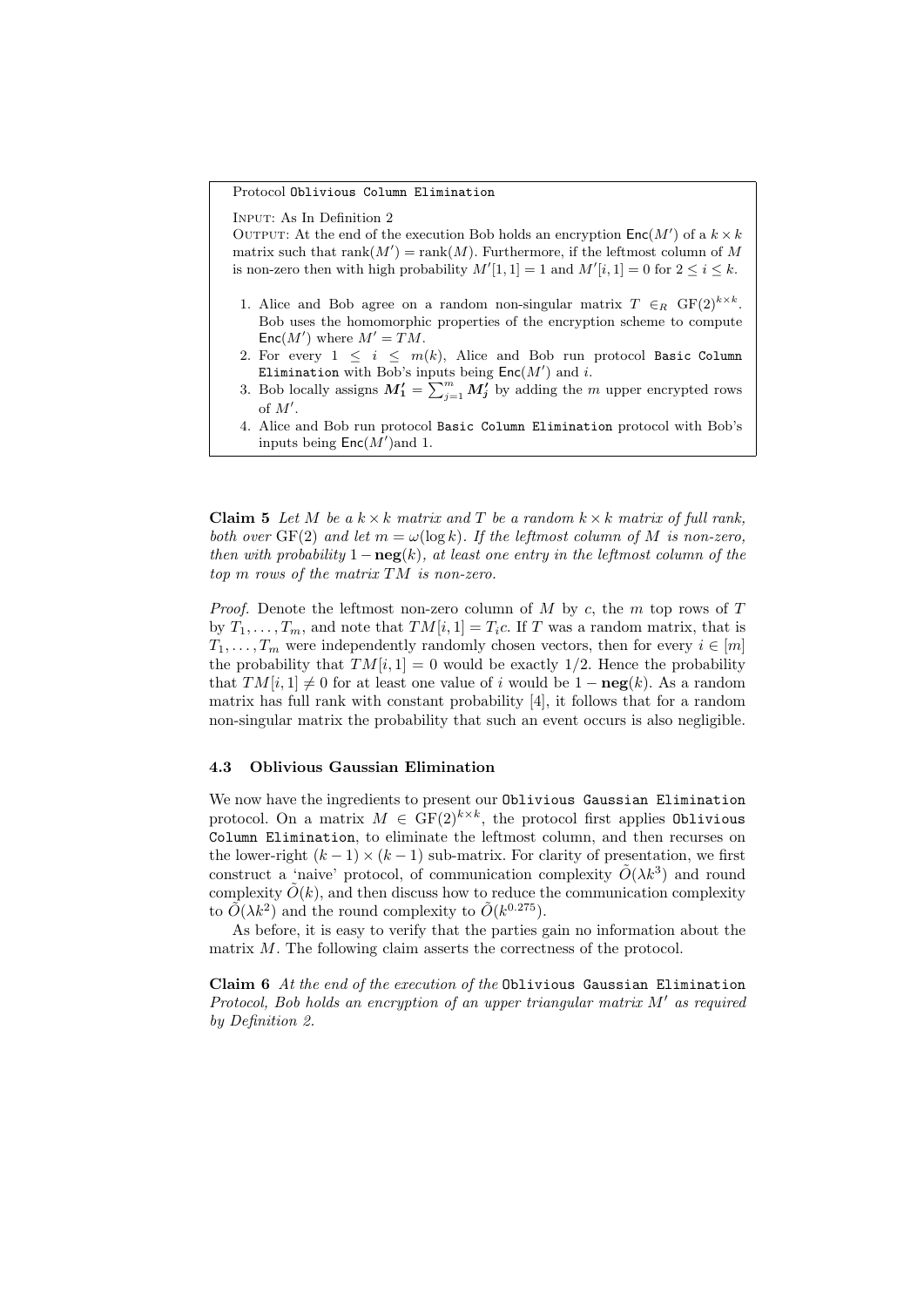> Protocol `Oblivious Column Elimination`
>
> Input: As In Definition 2
>
> Output: At the end of the execution Bob holds an encryption $\mathsf{Enc}(M')$ of a $k \times k$ matrix such that $\text{rank}(M') = \text{rank}(M)$. Furthermore, if the leftmost column of $M$ is non-zero then with high probability $M'[1,1] = 1$ and $M'[i,1] = 0$ for $2 \le i \le k$.
>
> 1. Alice and Bob agree on a random non-singular matrix $T \in_R \text{GF}(2)^{k \times k}$. Bob uses the homomorphic properties of the encryption scheme to compute $\mathsf{Enc}(M')$ where $M' = TM$.
> 2. For every $1 \le i \le m(k)$, Alice and Bob run protocol `Basic Column Elimination` with Bob's inputs being $\mathsf{Enc}(M')$ and $i$.
> 3. Bob locally assigns $\boldsymbol{M'_1} = \sum_{j=1}^{m} \boldsymbol{M'_j}$ by adding the $m$ upper encrypted rows of $M'$.
> 4. Alice and Bob run protocol `Basic Column Elimination` protocol with Bob's inputs being $\mathsf{Enc}(M')$and 1.

**Claim 5** *Let $M$ be a $k \times k$ matrix and $T$ be a random $k \times k$ matrix of full rank, both over* GF(2) *and let $m = \omega(\log k)$. If the leftmost column of $M$ is non-zero, then with probability $1 - \mathbf{neg}(k)$, at least one entry in the leftmost column of the top $m$ rows of the matrix $TM$ is non-zero.*

*Proof.* Denote the leftmost non-zero column of $M$ by $c$, the $m$ top rows of $T$ by $T_1, \ldots, T_m$, and note that $TM[i,1] = T_i c$. If $T$ was a random matrix, that is $T_1, \ldots, T_m$ were independently randomly chosen vectors, then for every $i \in [m]$ the probability that $TM[i,1] = 0$ would be exactly $1/2$. Hence the probability that $TM[i,1] \neq 0$ for at least one value of $i$ would be $1 - \mathbf{neg}(k)$. As a random matrix has full rank with constant probability [4], it follows that for a random non-singular matrix the probability that such an event occurs is also negligible.

### 4.3 Oblivious Gaussian Elimination

We now have the ingredients to present our `Oblivious Gaussian Elimination` protocol. On a matrix $M \in \text{GF}(2)^{k \times k}$, the protocol first applies `Oblivious Column Elimination`, to eliminate the leftmost column, and then recurses on the lower-right $(k-1) \times (k-1)$ sub-matrix. For clarity of presentation, we first construct a 'naive' protocol, of communication complexity $\tilde{O}(\lambda k^3)$ and round complexity $\tilde{O}(k)$, and then discuss how to reduce the communication complexity to $\tilde{O}(\lambda k^2)$ and the round complexity to $\tilde{O}(k^{0.275})$.

As before, it is easy to verify that the parties gain no information about the matrix $M$. The following claim asserts the correctness of the protocol.

**Claim 6** *At the end of the execution of the* `Oblivious Gaussian Elimination` *Protocol, Bob holds an encryption of an upper triangular matrix $M'$ as required by Definition 2.*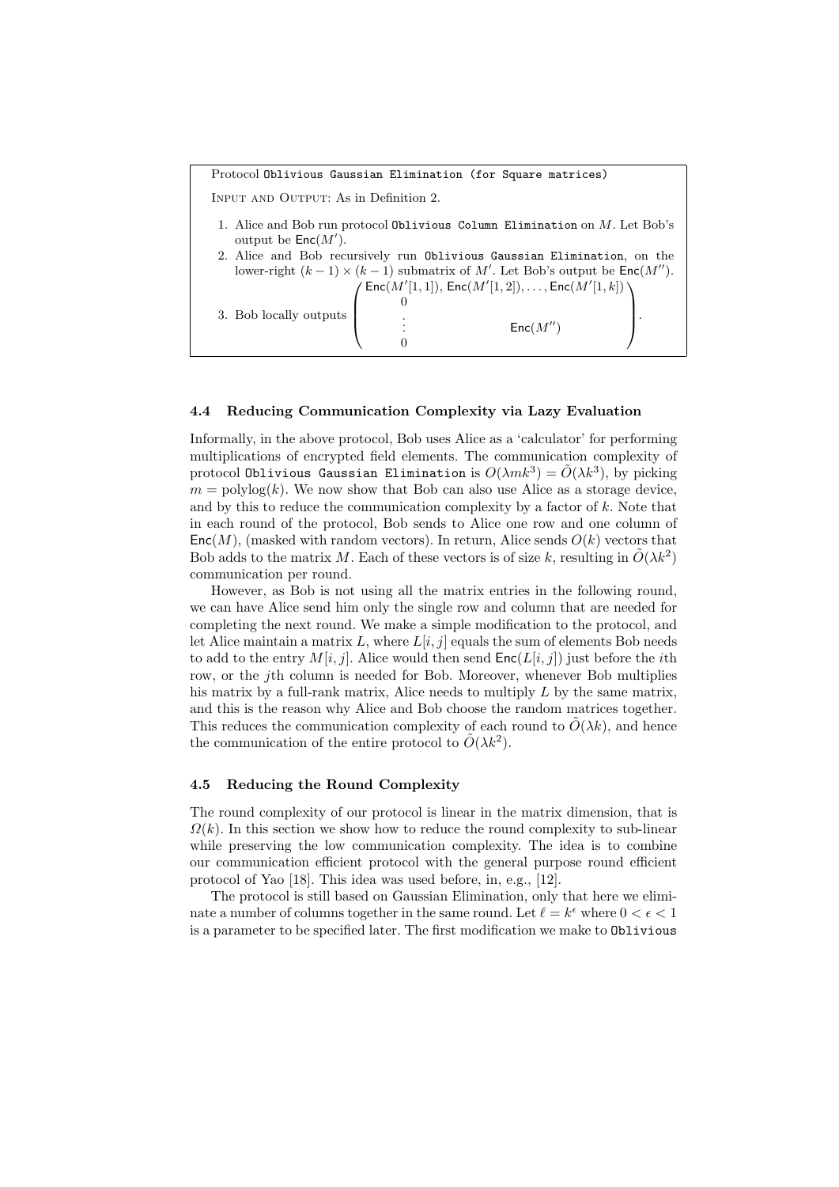Protocol `Oblivious Gaussian Elimination (for Square matrices)`

Input and Output: As in Definition 2.

1. Alice and Bob run protocol `Oblivious Column Elimination` on $M$. Let Bob's output be $\mathsf{Enc}(M')$.
2. Alice and Bob recursively run `Oblivious Gaussian Elimination`, on the lower-right $(k-1) \times (k-1)$ submatrix of $M'$. Let Bob's output be $\mathsf{Enc}(M'')$.
3. Bob locally outputs $\begin{pmatrix} \mathsf{Enc}(M'[1,1]), \mathsf{Enc}(M'[1,2]), \ldots, \mathsf{Enc}(M'[1,k]) & \\ 0 & \\ \vdots & \mathsf{Enc}(M'') \\ 0 & \end{pmatrix}$.

### 4.4 Reducing Communication Complexity via Lazy Evaluation

Informally, in the above protocol, Bob uses Alice as a 'calculator' for performing multiplications of encrypted field elements. The communication complexity of protocol `Oblivious Gaussian Elimination` is $O(\lambda m k^3) = \tilde{O}(\lambda k^3)$, by picking $m = \mathrm{polylog}(k)$. We now show that Bob can also use Alice as a storage device, and by this to reduce the communication complexity by a factor of $k$. Note that in each round of the protocol, Bob sends to Alice one row and one column of $\mathsf{Enc}(M)$, (masked with random vectors). In return, Alice sends $O(k)$ vectors that Bob adds to the matrix $M$. Each of these vectors is of size $k$, resulting in $\tilde{O}(\lambda k^2)$ communication per round.

However, as Bob is not using all the matrix entries in the following round, we can have Alice send him only the single row and column that are needed for completing the next round. We make a simple modification to the protocol, and let Alice maintain a matrix $L$, where $L[i,j]$ equals the sum of elements Bob needs to add to the entry $M[i,j]$. Alice would then send $\mathsf{Enc}(L[i,j])$ just before the $i$th row, or the $j$th column is needed for Bob. Moreover, whenever Bob multiplies his matrix by a full-rank matrix, Alice needs to multiply $L$ by the same matrix, and this is the reason why Alice and Bob choose the random matrices together. This reduces the communication complexity of each round to $\tilde{O}(\lambda k)$, and hence the communication of the entire protocol to $\tilde{O}(\lambda k^2)$.

### 4.5 Reducing the Round Complexity

The round complexity of our protocol is linear in the matrix dimension, that is $\Omega(k)$. In this section we show how to reduce the round complexity to sub-linear while preserving the low communication complexity. The idea is to combine our communication efficient protocol with the general purpose round efficient protocol of Yao [18]. This idea was used before, in, e.g., [12].

The protocol is still based on Gaussian Elimination, only that here we eliminate a number of columns together in the same round. Let $\ell = k^\epsilon$ where $0 < \epsilon < 1$ is a parameter to be specified later. The first modification we make to `Oblivious`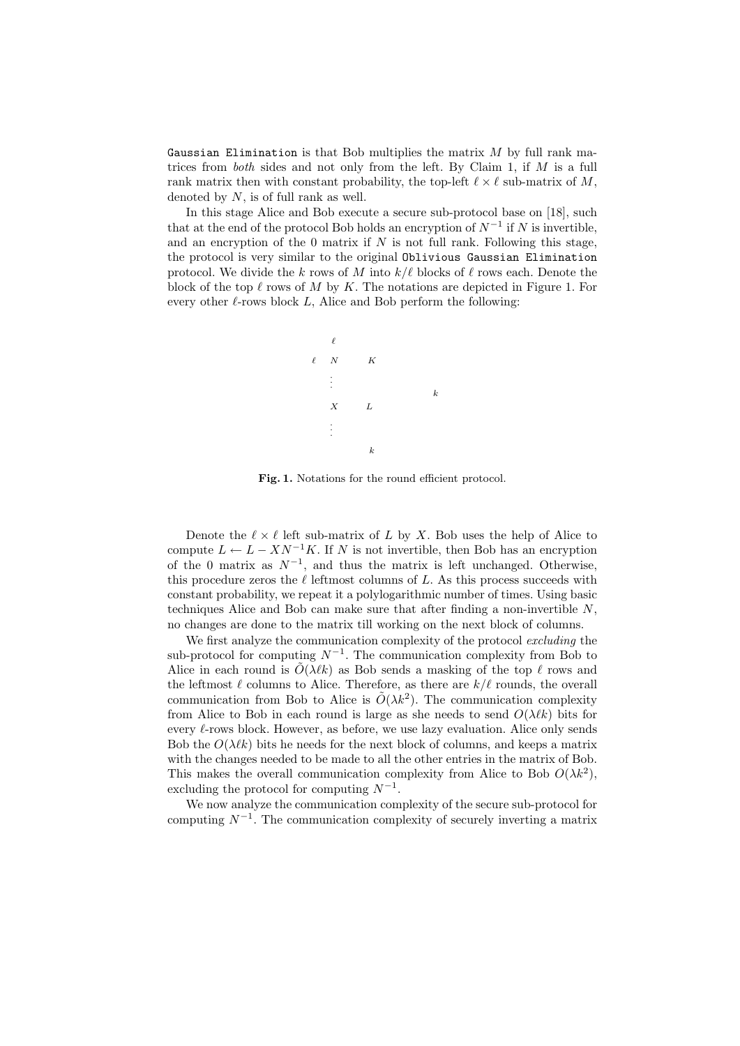Gaussian Elimination is that Bob multiplies the matrix $M$ by full rank matrices from *both* sides and not only from the left. By Claim 1, if $M$ is a full rank matrix then with constant probability, the top-left $\ell \times \ell$ sub-matrix of $M$, denoted by $N$, is of full rank as well.

In this stage Alice and Bob execute a secure sub-protocol base on [18], such that at the end of the protocol Bob holds an encryption of $N^{-1}$ if $N$ is invertible, and an encryption of the 0 matrix if $N$ is not full rank. Following this stage, the protocol is very similar to the original Oblivious Gaussian Elimination protocol. We divide the $k$ rows of $M$ into $k/\ell$ blocks of $\ell$ rows each. Denote the block of the top $\ell$ rows of $M$ by $K$. The notations are depicted in Figure 1. For every other $\ell$-rows block $L$, Alice and Bob perform the following:

**Fig. 1.** Notations for the round efficient protocol.

Denote the $\ell \times \ell$ left sub-matrix of $L$ by $X$. Bob uses the help of Alice to compute $L \leftarrow L - XN^{-1}K$. If $N$ is not invertible, then Bob has an encryption of the 0 matrix as $N^{-1}$, and thus the matrix is left unchanged. Otherwise, this procedure zeros the $\ell$ leftmost columns of $L$. As this process succeeds with constant probability, we repeat it a polylogarithmic number of times. Using basic techniques Alice and Bob can make sure that after finding a non-invertible $N$, no changes are done to the matrix till working on the next block of columns.

We first analyze the communication complexity of the protocol *excluding* the sub-protocol for computing $N^{-1}$. The communication complexity from Bob to Alice in each round is $\tilde{O}(\lambda \ell k)$ as Bob sends a masking of the top $\ell$ rows and the leftmost $\ell$ columns to Alice. Therefore, as there are $k/\ell$ rounds, the overall communication from Bob to Alice is $\tilde{O}(\lambda k^2)$. The communication complexity from Alice to Bob in each round is large as she needs to send $O(\lambda \ell k)$ bits for every $\ell$-rows block. However, as before, we use lazy evaluation. Alice only sends Bob the $O(\lambda \ell k)$ bits he needs for the next block of columns, and keeps a matrix with the changes needed to be made to all the other entries in the matrix of Bob. This makes the overall communication complexity from Alice to Bob $O(\lambda k^2)$, excluding the protocol for computing $N^{-1}$.

We now analyze the communication complexity of the secure sub-protocol for computing $N^{-1}$. The communication complexity of securely inverting a matrix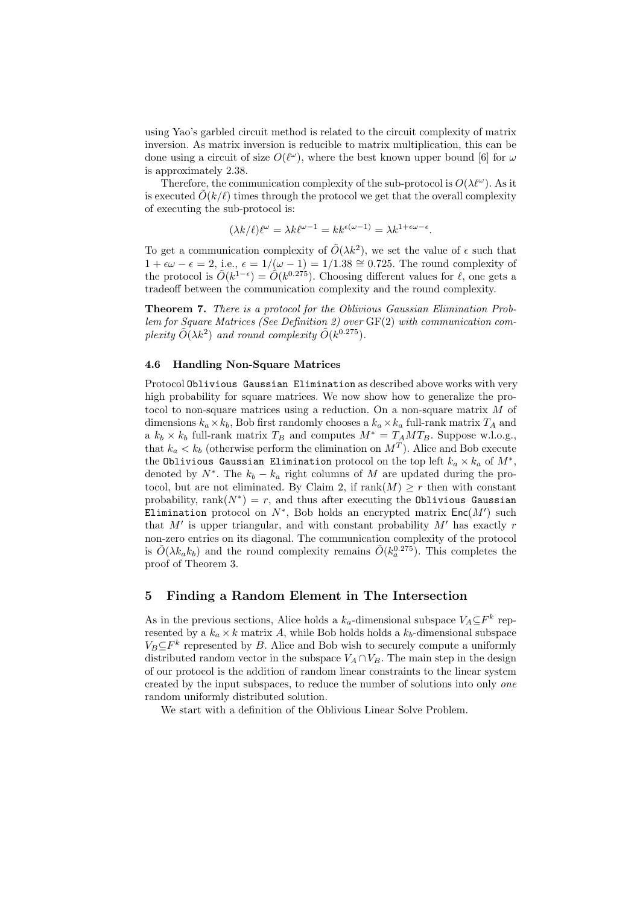using Yao's garbled circuit method is related to the circuit complexity of matrix inversion. As matrix inversion is reducible to matrix multiplication, this can be done using a circuit of size $O(\ell^{\omega})$, where the best known upper bound [6] for $\omega$ is approximately 2.38.

Therefore, the communication complexity of the sub-protocol is $O(\lambda\ell^{\omega})$. As it is executed $\tilde{O}(k/\ell)$ times through the protocol we get that the overall complexity of executing the sub-protocol is:

$$(\lambda k/\ell)\ell^{\omega} = \lambda k\ell^{\omega-1} = kk^{\epsilon(\omega-1)} = \lambda k^{1+\epsilon\omega-\epsilon}.$$

To get a communication complexity of $\tilde{O}(\lambda k^2)$, we set the value of $\epsilon$ such that $1+\epsilon\omega-\epsilon = 2$, i.e., $\epsilon = 1/(\omega-1) = 1/1.38 \cong 0.725$. The round complexity of the protocol is $\tilde{O}(k^{1-\epsilon}) = \tilde{O}(k^{0.275})$. Choosing different values for $\ell$, one gets a tradeoff between the communication complexity and the round complexity.

**Theorem 7.** *There is a protocol for the Oblivious Gaussian Elimination Problem for Square Matrices (See Definition 2) over* GF(2) *with communication complexity $\tilde{O}(\lambda k^2)$ and round complexity $\tilde{O}(k^{0.275})$.*

### 4.6 Handling Non-Square Matrices

Protocol `Oblivious Gaussian Elimination` as described above works with very high probability for square matrices. We now show how to generalize the protocol to non-square matrices using a reduction. On a non-square matrix $M$ of dimensions $k_a \times k_b$, Bob first randomly chooses a $k_a \times k_a$ full-rank matrix $T_A$ and a $k_b \times k_b$ full-rank matrix $T_B$ and computes $M^* = T_A M T_B$. Suppose w.l.o.g., that $k_a < k_b$ (otherwise perform the elimination on $M^T$). Alice and Bob execute the `Oblivious Gaussian Elimination` protocol on the top left $k_a \times k_a$ of $M^*$, denoted by $N^*$. The $k_b - k_a$ right columns of $M$ are updated during the protocol, but are not eliminated. By Claim 2, if $\text{rank}(M) \geq r$ then with constant probability, $\text{rank}(N^*) = r$, and thus after executing the `Oblivious Gaussian Elimination` protocol on $N^*$, Bob holds an encrypted matrix $\mathsf{Enc}(M')$ such that $M'$ is upper triangular, and with constant probability $M'$ has exactly $r$ non-zero entries on its diagonal. The communication complexity of the protocol is $\tilde{O}(\lambda k_a k_b)$ and the round complexity remains $\tilde{O}(k_a^{0.275})$. This completes the proof of Theorem 3.

## 5 Finding a Random Element in The Intersection

As in the previous sections, Alice holds a $k_a$-dimensional subspace $V_A \subseteq F^k$ represented by a $k_a \times k$ matrix $A$, while Bob holds holds a $k_b$-dimensional subspace $V_B \subseteq F^k$ represented by $B$. Alice and Bob wish to securely compute a uniformly distributed random vector in the subspace $V_A \cap V_B$. The main step in the design of our protocol is the addition of random linear constraints to the linear system created by the input subspaces, to reduce the number of solutions into only *one* random uniformly distributed solution.

We start with a definition of the Oblivious Linear Solve Problem.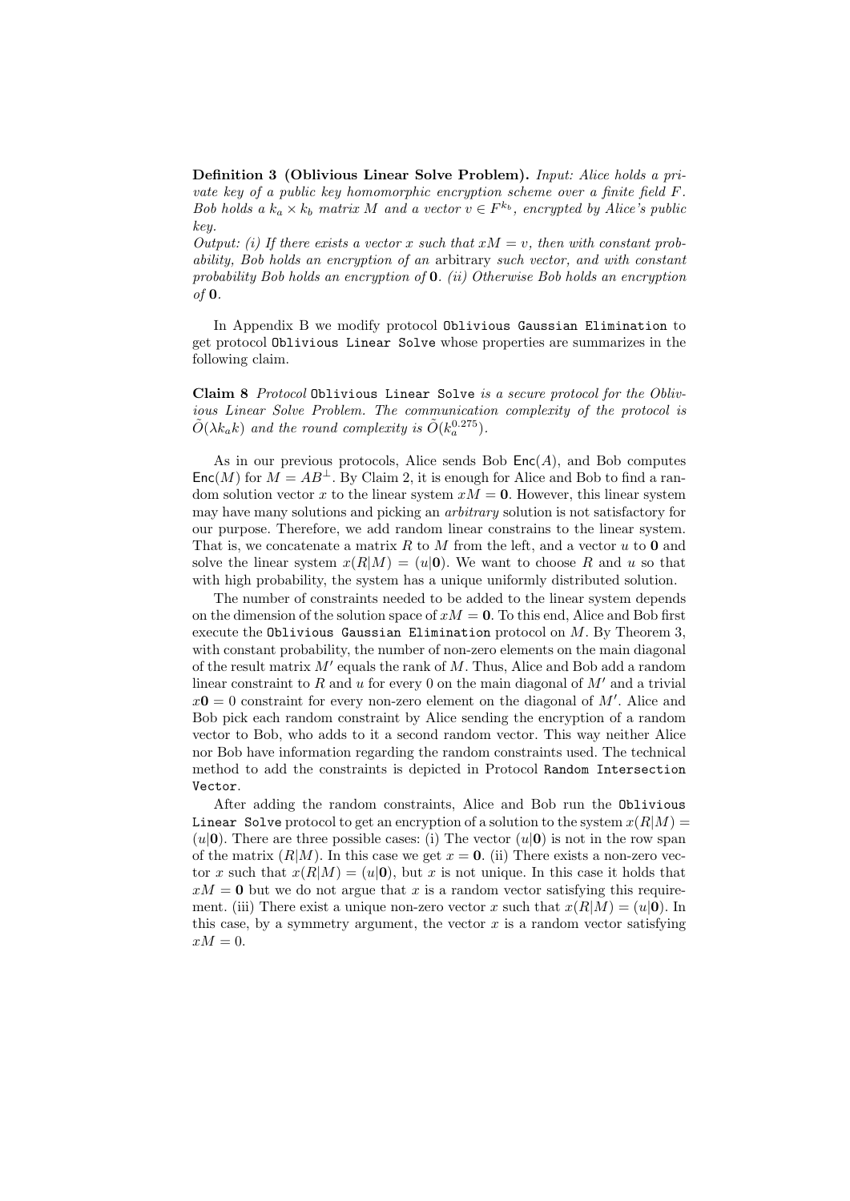**Definition 3 (Oblivious Linear Solve Problem).** *Input: Alice holds a private key of a public key homomorphic encryption scheme over a finite field $F$. Bob holds a $k_a \times k_b$ matrix $M$ and a vector $v \in F^{k_b}$, encrypted by Alice's public key.*

*Output: (i) If there exists a vector $x$ such that $xM = v$, then with constant probability, Bob holds an encryption of an* arbitrary *such vector, and with constant probability Bob holds an encryption of* $\mathbf{0}$. *(ii) Otherwise Bob holds an encryption of* $\mathbf{0}$.

In Appendix B we modify protocol `Oblivious Gaussian Elimination` to get protocol `Oblivious Linear Solve` whose properties are summarizes in the following claim.

**Claim 8** *Protocol* `Oblivious Linear Solve` *is a secure protocol for the Oblivious Linear Solve Problem. The communication complexity of the protocol is $\tilde{O}(\lambda k_a k)$ and the round complexity is $\tilde{O}(k_a^{0.275})$.*

As in our previous protocols, Alice sends Bob $\mathsf{Enc}(A)$, and Bob computes $\mathsf{Enc}(M)$ for $M = AB^{\perp}$. By Claim 2, it is enough for Alice and Bob to find a random solution vector $x$ to the linear system $xM = \mathbf{0}$. However, this linear system may have many solutions and picking an *arbitrary* solution is not satisfactory for our purpose. Therefore, we add random linear constrains to the linear system. That is, we concatenate a matrix $R$ to $M$ from the left, and a vector $u$ to $\mathbf{0}$ and solve the linear system $x(R|M) = (u|\mathbf{0})$. We want to choose $R$ and $u$ so that with high probability, the system has a unique uniformly distributed solution.

The number of constraints needed to be added to the linear system depends on the dimension of the solution space of $xM = \mathbf{0}$. To this end, Alice and Bob first execute the `Oblivious Gaussian Elimination` protocol on $M$. By Theorem 3, with constant probability, the number of non-zero elements on the main diagonal of the result matrix $M'$ equals the rank of $M$. Thus, Alice and Bob add a random linear constraint to $R$ and $u$ for every 0 on the main diagonal of $M'$ and a trivial $x\mathbf{0} = 0$ constraint for every non-zero element on the diagonal of $M'$. Alice and Bob pick each random constraint by Alice sending the encryption of a random vector to Bob, who adds to it a second random vector. This way neither Alice nor Bob have information regarding the random constraints used. The technical method to add the constraints is depicted in Protocol `Random Intersection Vector`.

After adding the random constraints, Alice and Bob run the `Oblivious Linear Solve` protocol to get an encryption of a solution to the system $x(R|M) = (u|\mathbf{0})$. There are three possible cases: (i) The vector $(u|\mathbf{0})$ is not in the row span of the matrix $(R|M)$. In this case we get $x = \mathbf{0}$. (ii) There exists a non-zero vector $x$ such that $x(R|M) = (u|\mathbf{0})$, but $x$ is not unique. In this case it holds that $xM = \mathbf{0}$ but we do not argue that $x$ is a random vector satisfying this requirement. (iii) There exist a unique non-zero vector $x$ such that $x(R|M) = (u|\mathbf{0})$. In this case, by a symmetry argument, the vector $x$ is a random vector satisfying $xM = 0$.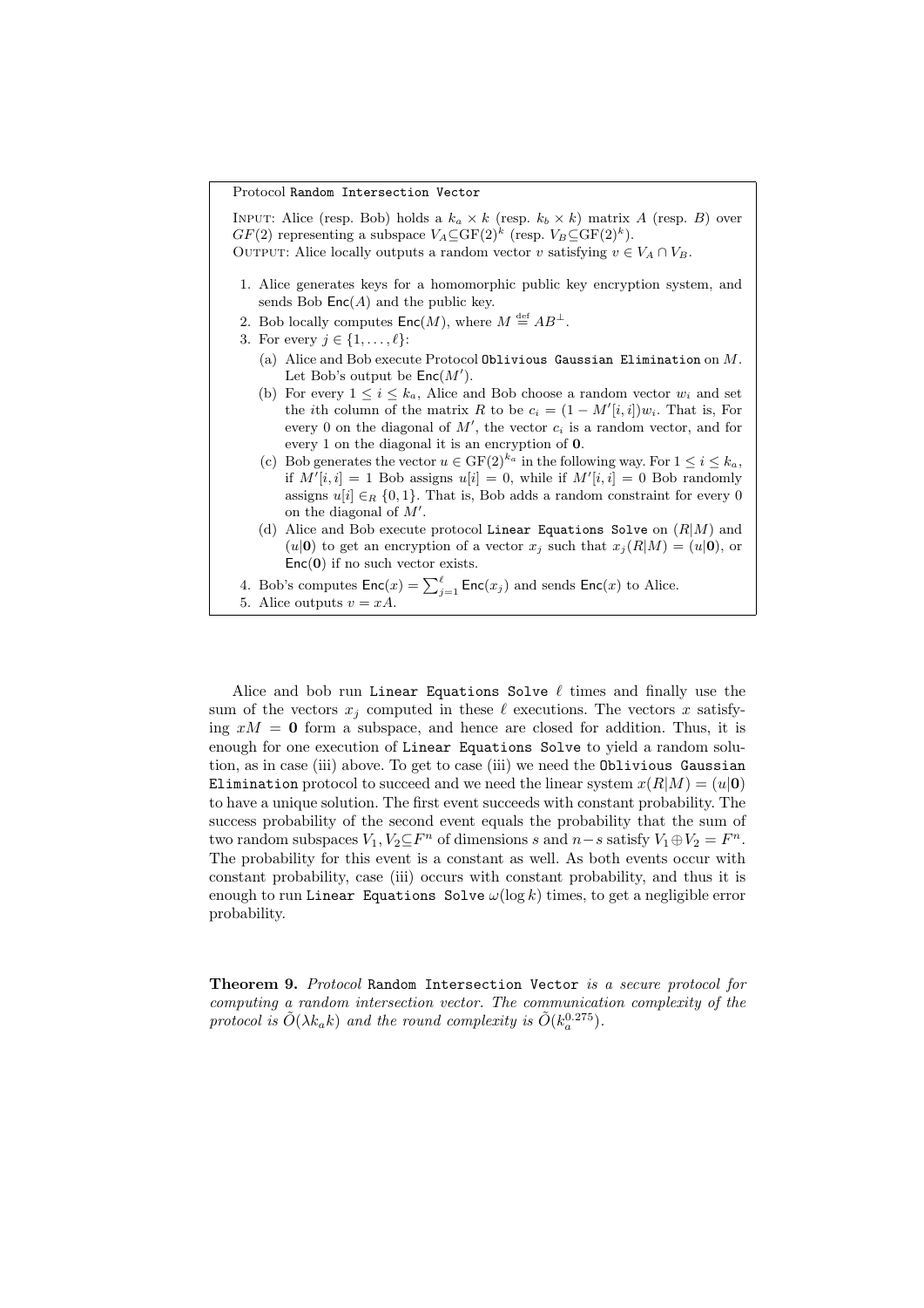Protocol `Random Intersection Vector`

INPUT: Alice (resp. Bob) holds a $k_a \times k$ (resp. $k_b \times k$) matrix $A$ (resp. $B$) over $GF(2)$ representing a subspace $V_A \subseteq \mathrm{GF}(2)^k$ (resp. $V_B \subseteq \mathrm{GF}(2)^k$).
OUTPUT: Alice locally outputs a random vector $v$ satisfying $v \in V_A \cap V_B$.

1. Alice generates keys for a homomorphic public key encryption system, and sends Bob $\mathsf{Enc}(A)$ and the public key.
2. Bob locally computes $\mathsf{Enc}(M)$, where $M \stackrel{\text{def}}{=} AB^{\perp}$.
3. For every $j \in \{1, \ldots, \ell\}$:
   (a) Alice and Bob execute Protocol `Oblivious Gaussian Elimination` on $M$. Let Bob's output be $\mathsf{Enc}(M')$.
   (b) For every $1 \le i \le k_a$, Alice and Bob choose a random vector $w_i$ and set the $i$th column of the matrix $R$ to be $c_i = (1 - M'[i,i])w_i$. That is, For every 0 on the diagonal of $M'$, the vector $c_i$ is a random vector, and for every 1 on the diagonal it is an encryption of $\mathbf{0}$.
   (c) Bob generates the vector $u \in \mathrm{GF}(2)^{k_a}$ in the following way. For $1 \le i \le k_a$, if $M'[i,i] = 1$ Bob assigns $u[i] = 0$, while if $M'[i,i] = 0$ Bob randomly assigns $u[i] \in_R \{0,1\}$. That is, Bob adds a random constraint for every 0 on the diagonal of $M'$.
   (d) Alice and Bob execute protocol `Linear Equations Solve` on $(R|M)$ and $(u|\mathbf{0})$ to get an encryption of a vector $x_j$ such that $x_j(R|M) = (u|\mathbf{0})$, or $\mathsf{Enc}(\mathbf{0})$ if no such vector exists.
4. Bob's computes $\mathsf{Enc}(x) = \sum_{j=1}^{\ell} \mathsf{Enc}(x_j)$ and sends $\mathsf{Enc}(x)$ to Alice.
5. Alice outputs $v = xA$.

Alice and bob run `Linear Equations Solve` $\ell$ times and finally use the sum of the vectors $x_j$ computed in these $\ell$ executions. The vectors $x$ satisfying $xM = \mathbf{0}$ form a subspace, and hence are closed for addition. Thus, it is enough for one execution of `Linear Equations Solve` to yield a random solution, as in case (iii) above. To get to case (iii) we need the `Oblivious Gaussian Elimination` protocol to succeed and we need the linear system $x(R|M) = (u|\mathbf{0})$ to have a unique solution. The first event succeeds with constant probability. The success probability of the second event equals the probability that the sum of two random subspaces $V_1, V_2 \subseteq F^n$ of dimensions $s$ and $n-s$ satisfy $V_1 \oplus V_2 = F^n$. The probability for this event is a constant as well. As both events occur with constant probability, case (iii) occurs with constant probability, and thus it is enough to run `Linear Equations Solve` $\omega(\log k)$ times, to get a negligible error probability.

**Theorem 9.** *Protocol* `Random Intersection Vector` *is a secure protocol for computing a random intersection vector. The communication complexity of the protocol is* $\tilde{O}(\lambda k_a k)$ *and the round complexity is* $\tilde{O}(k_a^{0.275})$.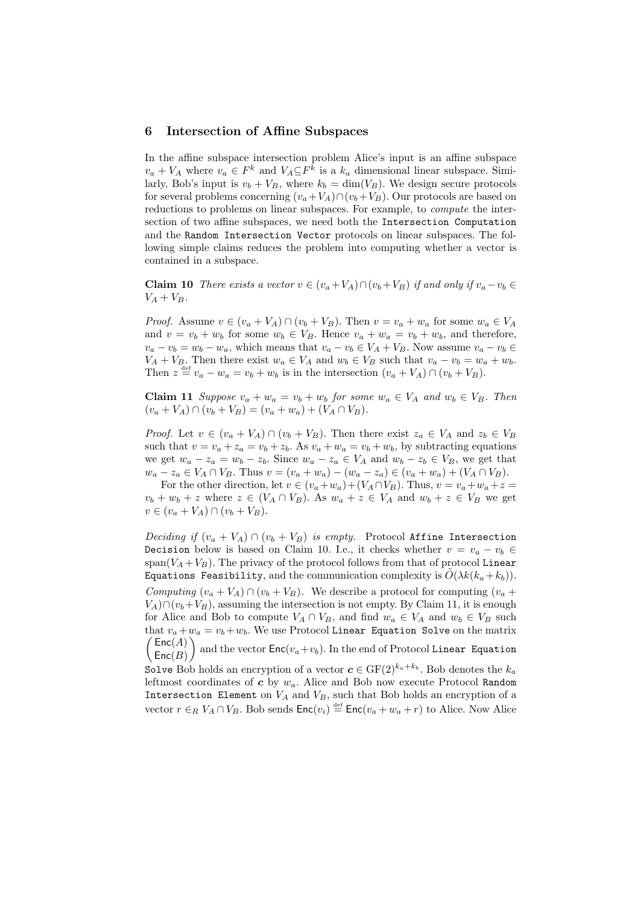## 6 Intersection of Affine Subspaces

In the affine subspace intersection problem Alice's input is an affine subspace $v_a + V_A$ where $v_a \in F^k$ and $V_A \subseteq F^k$ is a $k_a$ dimensional linear subspace. Similarly, Bob's input is $v_b + V_B$, where $k_b = \dim(V_B)$. We design secure protocols for several problems concerning $(v_a + V_A) \cap (v_b + V_B)$. Our protocols are based on reductions to problems on linear subspaces. For example, to *compute* the intersection of two affine subspaces, we need both the `Intersection Computation` and the `Random Intersection Vector` protocols on linear subspaces. The following simple claims reduces the problem into computing whether a vector is contained in a subspace.

**Claim 10** *There exists a vector $v \in (v_a + V_A) \cap (v_b + V_B)$ if and only if $v_a - v_b \in V_A + V_B$.*

*Proof.* Assume $v \in (v_a + V_A) \cap (v_b + V_B)$. Then $v = v_a + w_a$ for some $w_a \in V_A$ and $v = v_b + w_b$ for some $w_b \in V_B$. Hence $v_a + w_a = v_b + w_b$, and therefore, $v_a - v_b = w_b - w_a$, which means that $v_a - v_b \in V_A + V_B$. Now assume $v_a - v_b \in V_A + V_B$. Then there exist $w_a \in V_A$ and $w_b \in V_B$ such that $v_a - v_b = w_a + w_b$. Then $z \stackrel{\text{def}}{=} v_a - w_a = v_b + w_b$ is in the intersection $(v_a + V_A) \cap (v_b + V_B)$.

**Claim 11** *Suppose $v_a + w_a = v_b + w_b$ for some $w_a \in V_A$ and $w_b \in V_B$. Then $(v_a + V_A) \cap (v_b + V_B) = (v_a + w_a) + (V_A \cap V_B)$.*

*Proof.* Let $v \in (v_a + V_A) \cap (v_b + V_B)$. Then there exist $z_a \in V_A$ and $z_b \in V_B$ such that $v = v_a + z_a = v_b + z_b$. As $v_a + w_a = v_b + w_b$, by subtracting equations we get $w_a - z_a = w_b - z_b$. Since $w_a - z_a \in V_A$ and $w_b - z_b \in V_B$, we get that $w_a - z_a \in V_A \cap V_B$. Thus $v = (v_a + w_a) - (w_a - z_a) \in (v_a + w_a) + (V_A \cap V_B)$.

For the other direction, let $v \in (v_a + w_a) + (V_A \cap V_B)$. Thus, $v = v_a + w_a + z = v_b + w_b + z$ where $z \in (V_A \cap V_B)$. As $w_a + z \in V_A$ and $w_b + z \in V_B$ we get $v \in (v_a + V_A) \cap (v_b + V_B)$.

*Deciding if $(v_a + V_A) \cap (v_b + V_B)$ is empty.* Protocol `Affine Intersection Decision` below is based on Claim 10. I.e., it checks whether $v = v_a - v_b \in \text{span}(V_A + V_B)$. The privacy of the protocol follows from that of protocol `Linear Equations Feasibility`, and the communication complexity is $\tilde{O}(\lambda k(k_a + k_b))$.

*Computing $(v_a + V_A) \cap (v_b + V_B)$.* We describe a protocol for computing $(v_a + V_A) \cap (v_b + V_B)$, assuming the intersection is not empty. By Claim 11, it is enough for Alice and Bob to compute $V_A \cap V_B$, and find $w_a \in V_A$ and $w_b \in V_B$ such that $v_a + w_a = v_b + w_b$. We use Protocol `Linear Equation Solve` on the matrix $\begin{pmatrix} \mathsf{Enc}(A) \\ \mathsf{Enc}(B) \end{pmatrix}$ and the vector $\mathsf{Enc}(v_a + v_b)$. In the end of Protocol `Linear Equation Solve` Bob holds an encryption of a vector $\boldsymbol{c} \in \text{GF}(2)^{k_a + k_b}$. Bob denotes the $k_a$ leftmost coordinates of $\boldsymbol{c}$ by $w_a$. Alice and Bob now execute Protocol `Random Intersection Element` on $V_A$ and $V_B$, such that Bob holds an encryption of a vector $r \in_R V_A \cap V_B$. Bob sends $\mathsf{Enc}(v_i) \stackrel{\text{def}}{=} \mathsf{Enc}(v_a + w_a + r)$ to Alice. Now Alice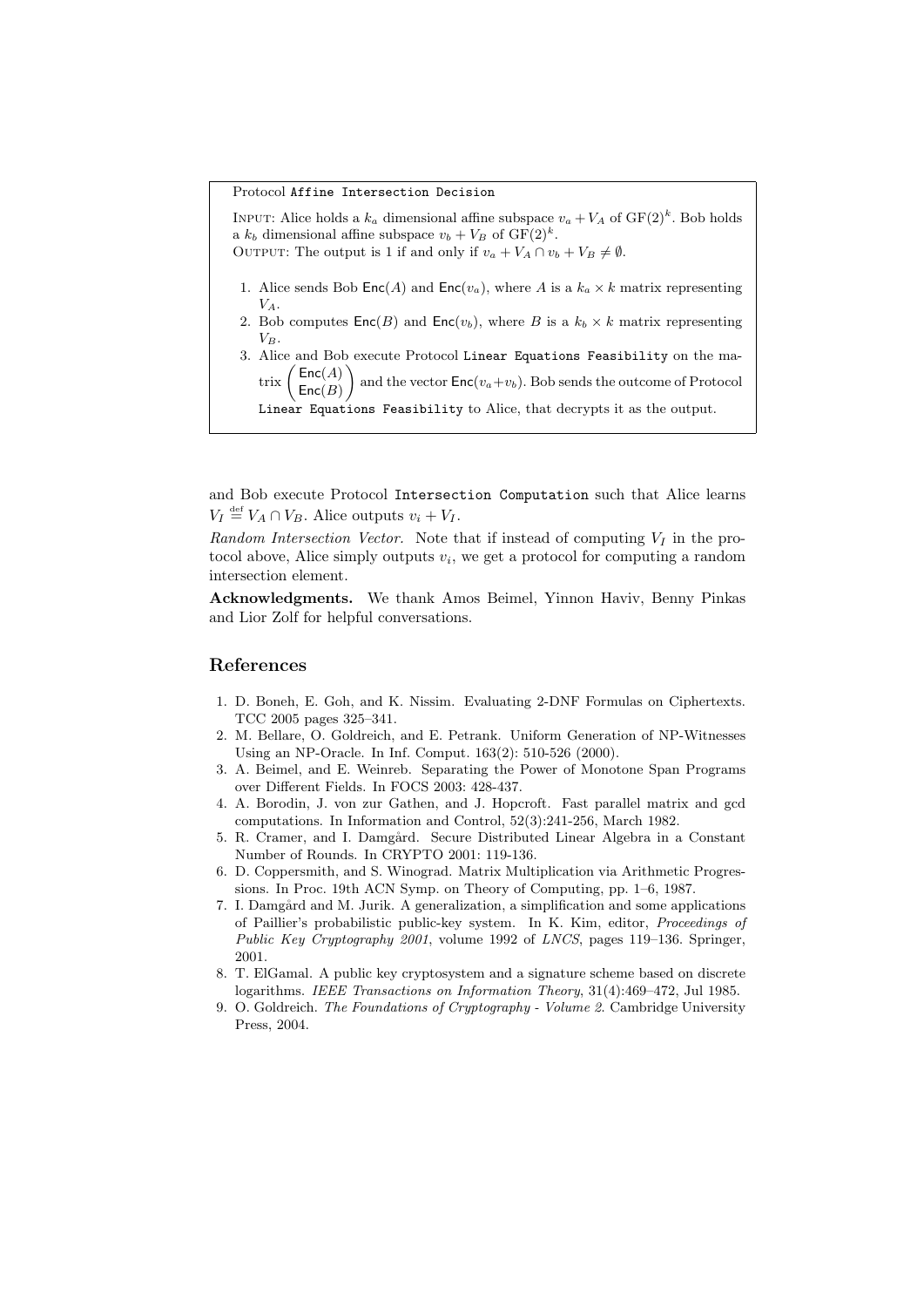Protocol `Affine Intersection Decision`

INPUT: Alice holds a $k_a$ dimensional affine subspace $v_a + V_A$ of $\mathrm{GF}(2)^k$. Bob holds a $k_b$ dimensional affine subspace $v_b + V_B$ of $\mathrm{GF}(2)^k$.
OUTPUT: The output is 1 if and only if $v_a + V_A \cap v_b + V_B \neq \emptyset$.

1. Alice sends Bob $\mathsf{Enc}(A)$ and $\mathsf{Enc}(v_a)$, where $A$ is a $k_a \times k$ matrix representing $V_A$.
2. Bob computes $\mathsf{Enc}(B)$ and $\mathsf{Enc}(v_b)$, where $B$ is a $k_b \times k$ matrix representing $V_B$.
3. Alice and Bob execute Protocol `Linear Equations Feasibility` on the matrix $\begin{pmatrix} \mathsf{Enc}(A) \\ \mathsf{Enc}(B) \end{pmatrix}$ and the vector $\mathsf{Enc}(v_a + v_b)$. Bob sends the outcome of Protocol `Linear Equations Feasibility` to Alice, that decrypts it as the output.

and Bob execute Protocol `Intersection Computation` such that Alice learns $V_I \stackrel{\text{def}}{=} V_A \cap V_B$. Alice outputs $v_i + V_I$.

*Random Intersection Vector.* Note that if instead of computing $V_I$ in the protocol above, Alice simply outputs $v_i$, we get a protocol for computing a random intersection element.

**Acknowledgments.** We thank Amos Beimel, Yinnon Haviv, Benny Pinkas and Lior Zolf for helpful conversations.

## References

1. D. Boneh, E. Goh, and K. Nissim. Evaluating 2-DNF Formulas on Ciphertexts. TCC 2005 pages 325–341.
2. M. Bellare, O. Goldreich, and E. Petrank. Uniform Generation of NP-Witnesses Using an NP-Oracle. In Inf. Comput. 163(2): 510-526 (2000).
3. A. Beimel, and E. Weinreb. Separating the Power of Monotone Span Programs over Different Fields. In FOCS 2003: 428-437.
4. A. Borodin, J. von zur Gathen, and J. Hopcroft. Fast parallel matrix and gcd computations. In Information and Control, 52(3):241-256, March 1982.
5. R. Cramer, and I. Damgård. Secure Distributed Linear Algebra in a Constant Number of Rounds. In CRYPTO 2001: 119-136.
6. D. Coppersmith, and S. Winograd. Matrix Multiplication via Arithmetic Progressions. In Proc. 19th ACN Symp. on Theory of Computing, pp. 1–6, 1987.
7. I. Damgård and M. Jurik. A generalization, a simplification and some applications of Paillier's probabilistic public-key system. In K. Kim, editor, *Proceedings of Public Key Cryptography 2001*, volume 1992 of *LNCS*, pages 119–136. Springer, 2001.
8. T. ElGamal. A public key cryptosystem and a signature scheme based on discrete logarithms. *IEEE Transactions on Information Theory*, 31(4):469–472, Jul 1985.
9. O. Goldreich. *The Foundations of Cryptography - Volume 2*. Cambridge University Press, 2004.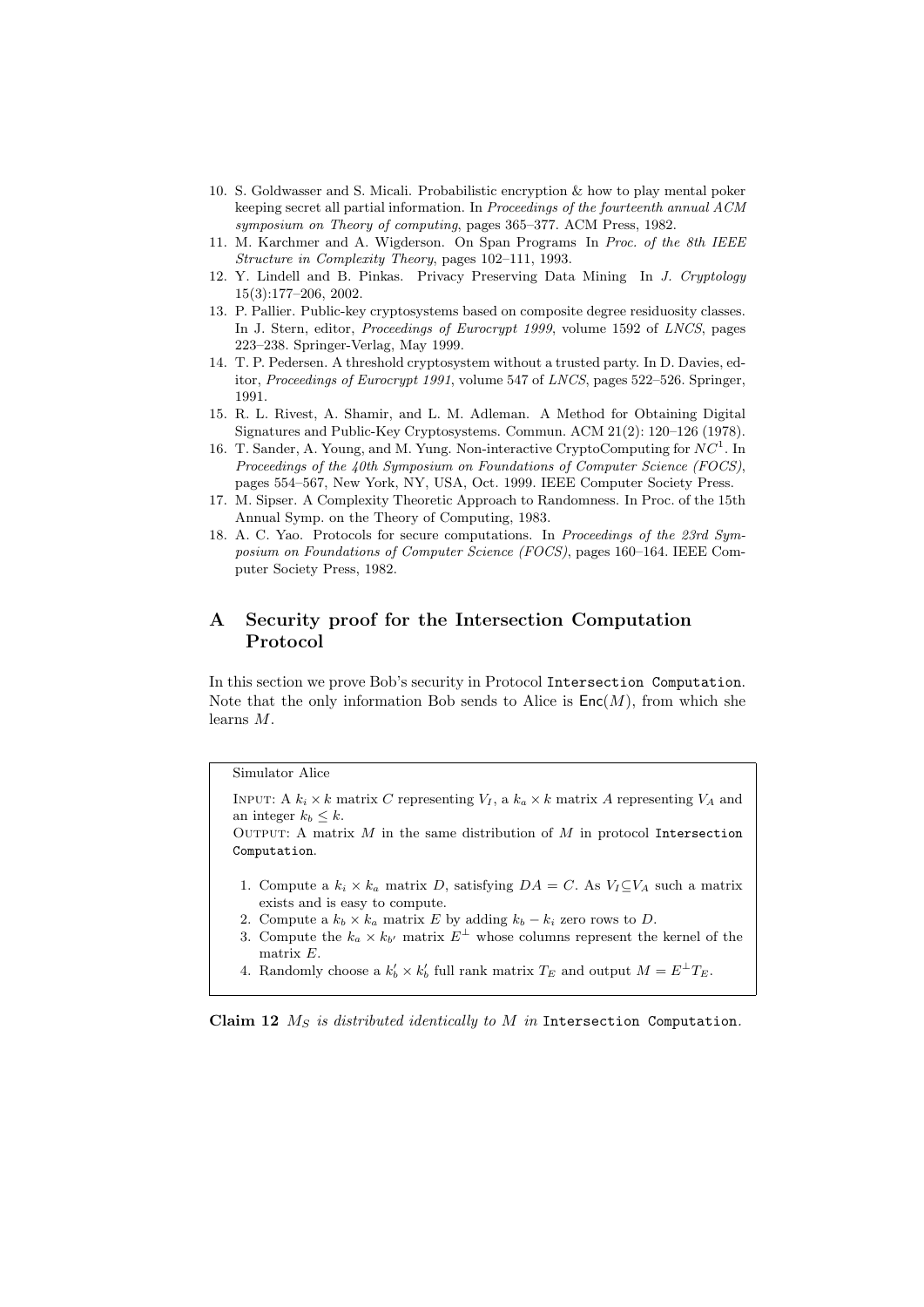10. S. Goldwasser and S. Micali. Probabilistic encryption & how to play mental poker keeping secret all partial information. In *Proceedings of the fourteenth annual ACM symposium on Theory of computing*, pages 365–377. ACM Press, 1982.
11. M. Karchmer and A. Wigderson. On Span Programs In *Proc. of the 8th IEEE Structure in Complexity Theory*, pages 102–111, 1993.
12. Y. Lindell and B. Pinkas. Privacy Preserving Data Mining In *J. Cryptology* 15(3):177–206, 2002.
13. P. Pallier. Public-key cryptosystems based on composite degree residuosity classes. In J. Stern, editor, *Proceedings of Eurocrypt 1999*, volume 1592 of *LNCS*, pages 223–238. Springer-Verlag, May 1999.
14. T. P. Pedersen. A threshold cryptosystem without a trusted party. In D. Davies, editor, *Proceedings of Eurocrypt 1991*, volume 547 of *LNCS*, pages 522–526. Springer, 1991.
15. R. L. Rivest, A. Shamir, and L. M. Adleman. A Method for Obtaining Digital Signatures and Public-Key Cryptosystems. Commun. ACM 21(2): 120–126 (1978).
16. T. Sander, A. Young, and M. Yung. Non-interactive CryptoComputing for $NC^1$. In *Proceedings of the 40th Symposium on Foundations of Computer Science (FOCS)*, pages 554–567, New York, NY, USA, Oct. 1999. IEEE Computer Society Press.
17. M. Sipser. A Complexity Theoretic Approach to Randomness. In Proc. of the 15th Annual Symp. on the Theory of Computing, 1983.
18. A. C. Yao. Protocols for secure computations. In *Proceedings of the 23rd Symposium on Foundations of Computer Science (FOCS)*, pages 160–164. IEEE Computer Society Press, 1982.

# A Security proof for the Intersection Computation Protocol

In this section we prove Bob's security in Protocol `Intersection Computation`. Note that the only information Bob sends to Alice is $\mathsf{Enc}(M)$, from which she learns $M$.

Simulator Alice

INPUT: A $k_i \times k$ matrix $C$ representing $V_I$, a $k_a \times k$ matrix $A$ representing $V_A$ and an integer $k_b \leq k$.

OUTPUT: A matrix $M$ in the same distribution of $M$ in protocol `Intersection Computation`.

1. Compute a $k_i \times k_a$ matrix $D$, satisfying $DA = C$. As $V_I \subseteq V_A$ such a matrix exists and is easy to compute.
2. Compute a $k_b \times k_a$ matrix $E$ by adding $k_b - k_i$ zero rows to $D$.
3. Compute the $k_a \times k_{b'}$ matrix $E^{\perp}$ whose columns represent the kernel of the matrix $E$.
4. Randomly choose a $k_b' \times k_b'$ full rank matrix $T_E$ and output $M = E^{\perp} T_E$.

**Claim 12** *$M_S$ is distributed identically to $M$ in* `Intersection Computation`.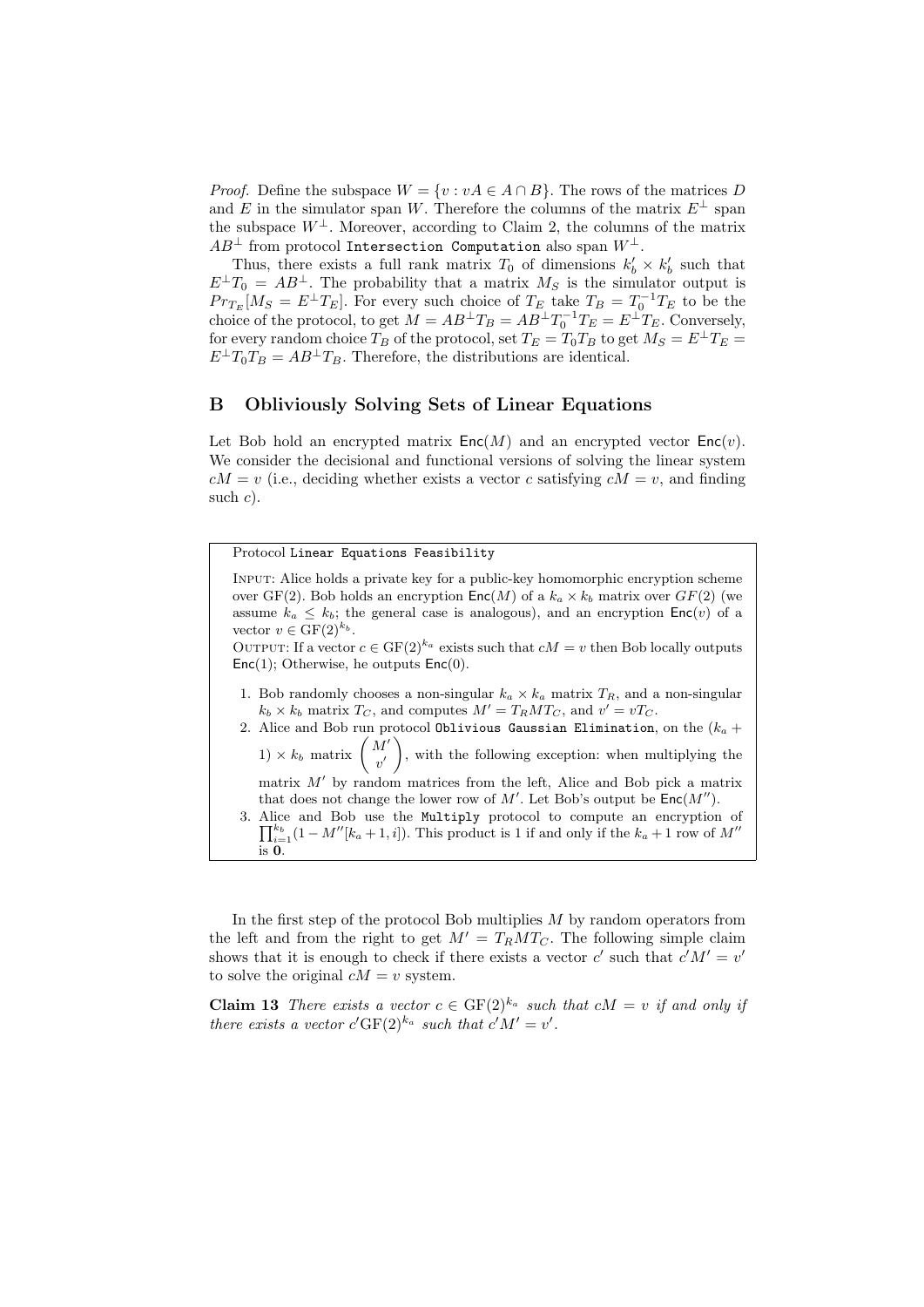*Proof.* Define the subspace $W = \{v : vA \in A \cap B\}$. The rows of the matrices $D$ and $E$ in the simulator span $W$. Therefore the columns of the matrix $E^{\perp}$ span the subspace $W^{\perp}$. Moreover, according to Claim 2, the columns of the matrix $AB^{\perp}$ from protocol `Intersection Computation` also span $W^{\perp}$.

Thus, there exists a full rank matrix $T_0$ of dimensions $k'_b \times k'_b$ such that $E^{\perp}T_0 = AB^{\perp}$. The probability that a matrix $M_S$ is the simulator output is $Pr_{T_E}[M_S = E^{\perp}T_E]$. For every such choice of $T_E$ take $T_B = T_0^{-1}T_E$ to be the choice of the protocol, to get $M = AB^{\perp}T_B = AB^{\perp}T_0^{-1}T_E = E^{\perp}T_E$. Conversely, for every random choice $T_B$ of the protocol, set $T_E = T_0 T_B$ to get $M_S = E^{\perp}T_E = E^{\perp}T_0 T_B = AB^{\perp}T_B$. Therefore, the distributions are identical.

## B Obliviously Solving Sets of Linear Equations

Let Bob hold an encrypted matrix $\mathsf{Enc}(M)$ and an encrypted vector $\mathsf{Enc}(v)$. We consider the decisional and functional versions of solving the linear system $cM = v$ (i.e., deciding whether exists a vector $c$ satisfying $cM = v$, and finding such $c$).

---

Protocol `Linear Equations Feasibility`

INPUT: Alice holds a private key for a public-key homomorphic encryption scheme over GF(2). Bob holds an encryption $\mathsf{Enc}(M)$ of a $k_a \times k_b$ matrix over $GF(2)$ (we assume $k_a \leq k_b$; the general case is analogous), and an encryption $\mathsf{Enc}(v)$ of a vector $v \in \mathrm{GF}(2)^{k_b}$.

OUTPUT: If a vector $c \in \mathrm{GF}(2)^{k_a}$ exists such that $cM = v$ then Bob locally outputs $\mathsf{Enc}(1)$; Otherwise, he outputs $\mathsf{Enc}(0)$.

1. Bob randomly chooses a non-singular $k_a \times k_a$ matrix $T_R$, and a non-singular $k_b \times k_b$ matrix $T_C$, and computes $M' = T_R M T_C$, and $v' = vT_C$.
2. Alice and Bob run protocol `Oblivious Gaussian Elimination`, on the $(k_a + 1) \times k_b$ matrix $\begin{pmatrix} M' \\ v' \end{pmatrix}$, with the following exception: when multiplying the matrix $M'$ by random matrices from the left, Alice and Bob pick a matrix that does not change the lower row of $M'$. Let Bob's output be $\mathsf{Enc}(M'')$.
3. Alice and Bob use the `Multiply` protocol to compute an encryption of $\prod_{i=1}^{k_b}(1 - M''[k_a + 1, i])$. This product is 1 if and only if the $k_a + 1$ row of $M''$ is $\mathbf{0}$.

---

In the first step of the protocol Bob multiplies $M$ by random operators from the left and from the right to get $M' = T_R M T_C$. The following simple claim shows that it is enough to check if there exists a vector $c'$ such that $c'M' = v'$ to solve the original $cM = v$ system.

**Claim 13** *There exists a vector $c \in \mathrm{GF}(2)^{k_a}$ such that $cM = v$ if and only if there exists a vector $c'\mathrm{GF}(2)^{k_a}$ such that $c'M' = v'$.*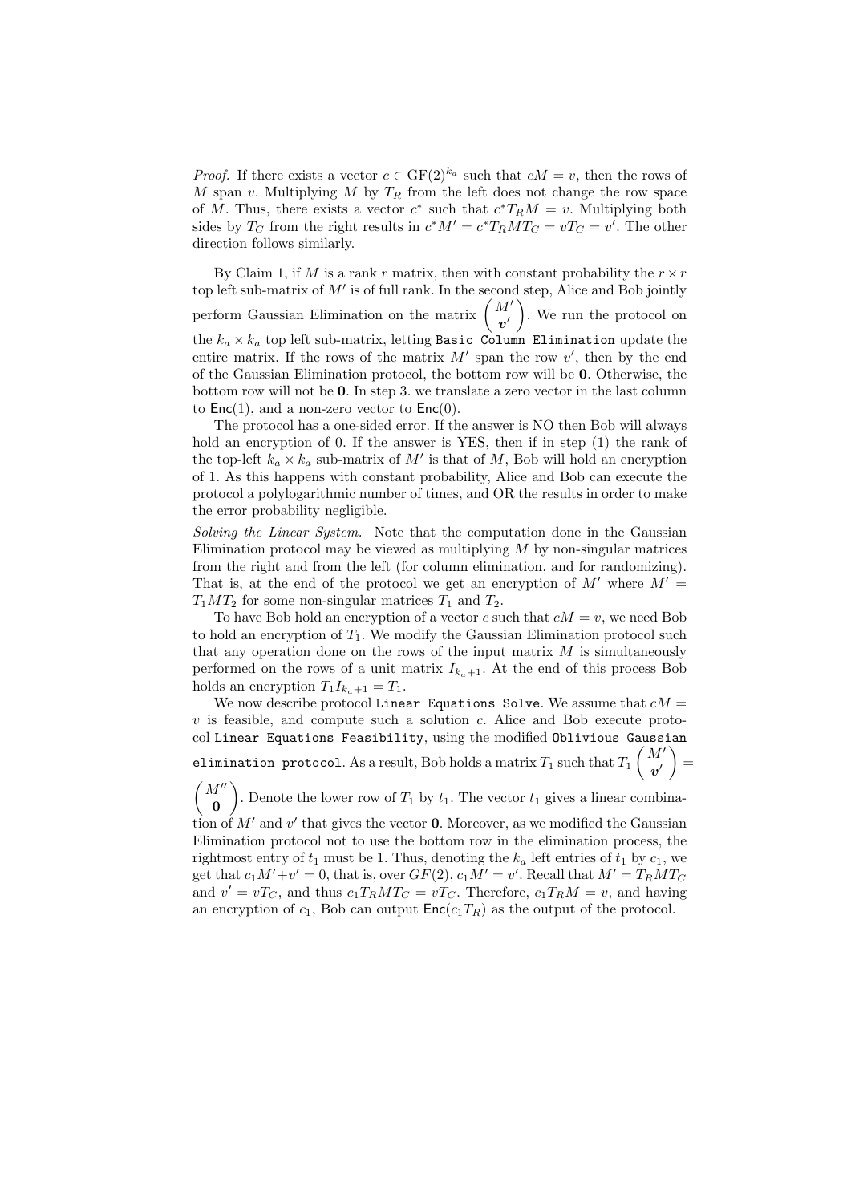*Proof.* If there exists a vector $c \in \mathrm{GF}(2)^{k_a}$ such that $cM = v$, then the rows of $M$ span $v$. Multiplying $M$ by $T_R$ from the left does not change the row space of $M$. Thus, there exists a vector $c^*$ such that $c^* T_R M = v$. Multiplying both sides by $T_C$ from the right results in $c^* M' = c^* T_R M T_C = v T_C = v'$. The other direction follows similarly.

By Claim 1, if $M$ is a rank $r$ matrix, then with constant probability the $r \times r$ top left sub-matrix of $M'$ is of full rank. In the second step, Alice and Bob jointly perform Gaussian Elimination on the matrix $\begin{pmatrix} M' \\ \boldsymbol{v'} \end{pmatrix}$. We run the protocol on the $k_a \times k_a$ top left sub-matrix, letting `Basic Column Elimination` update the entire matrix. If the rows of the matrix $M'$ span the row $v'$, then by the end of the Gaussian Elimination protocol, the bottom row will be $\mathbf{0}$. Otherwise, the bottom row will not be $\mathbf{0}$. In step 3. we translate a zero vector in the last column to $\mathsf{Enc}(1)$, and a non-zero vector to $\mathsf{Enc}(0)$.

The protocol has a one-sided error. If the answer is NO then Bob will always hold an encryption of 0. If the answer is YES, then if in step (1) the rank of the top-left $k_a \times k_a$ sub-matrix of $M'$ is that of $M$, Bob will hold an encryption of 1. As this happens with constant probability, Alice and Bob can execute the protocol a polylogarithmic number of times, and OR the results in order to make the error probability negligible.

*Solving the Linear System.* Note that the computation done in the Gaussian Elimination protocol may be viewed as multiplying $M$ by non-singular matrices from the right and from the left (for column elimination, and for randomizing). That is, at the end of the protocol we get an encryption of $M'$ where $M' = T_1 M T_2$ for some non-singular matrices $T_1$ and $T_2$.

To have Bob hold an encryption of a vector $c$ such that $cM = v$, we need Bob to hold an encryption of $T_1$. We modify the Gaussian Elimination protocol such that any operation done on the rows of the input matrix $M$ is simultaneously performed on the rows of a unit matrix $I_{k_a+1}$. At the end of this process Bob holds an encryption $T_1 I_{k_a+1} = T_1$.

We now describe protocol `Linear Equations Solve`. We assume that $cM = v$ is feasible, and compute such a solution $c$. Alice and Bob execute protocol `Linear Equations Feasibility`, using the modified `Oblivious Gaussian elimination protocol`. As a result, Bob holds a matrix $T_1$ such that $T_1 \begin{pmatrix} M' \\ \boldsymbol{v'} \end{pmatrix} = \begin{pmatrix} M'' \\ \mathbf{0} \end{pmatrix}$. Denote the lower row of $T_1$ by $t_1$. The vector $t_1$ gives a linear combination of $M'$ and $v'$ that gives the vector $\mathbf{0}$. Moreover, as we modified the Gaussian Elimination protocol not to use the bottom row in the elimination process, the rightmost entry of $t_1$ must be 1. Thus, denoting the $k_a$ left entries of $t_1$ by $c_1$, we get that $c_1 M' + v' = 0$, that is, over $GF(2)$, $c_1 M' = v'$. Recall that $M' = T_R M T_C$ and $v' = v T_C$, and thus $c_1 T_R M T_C = v T_C$. Therefore, $c_1 T_R M = v$, and having an encryption of $c_1$, Bob can output $\mathsf{Enc}(c_1 T_R)$ as the output of the protocol.